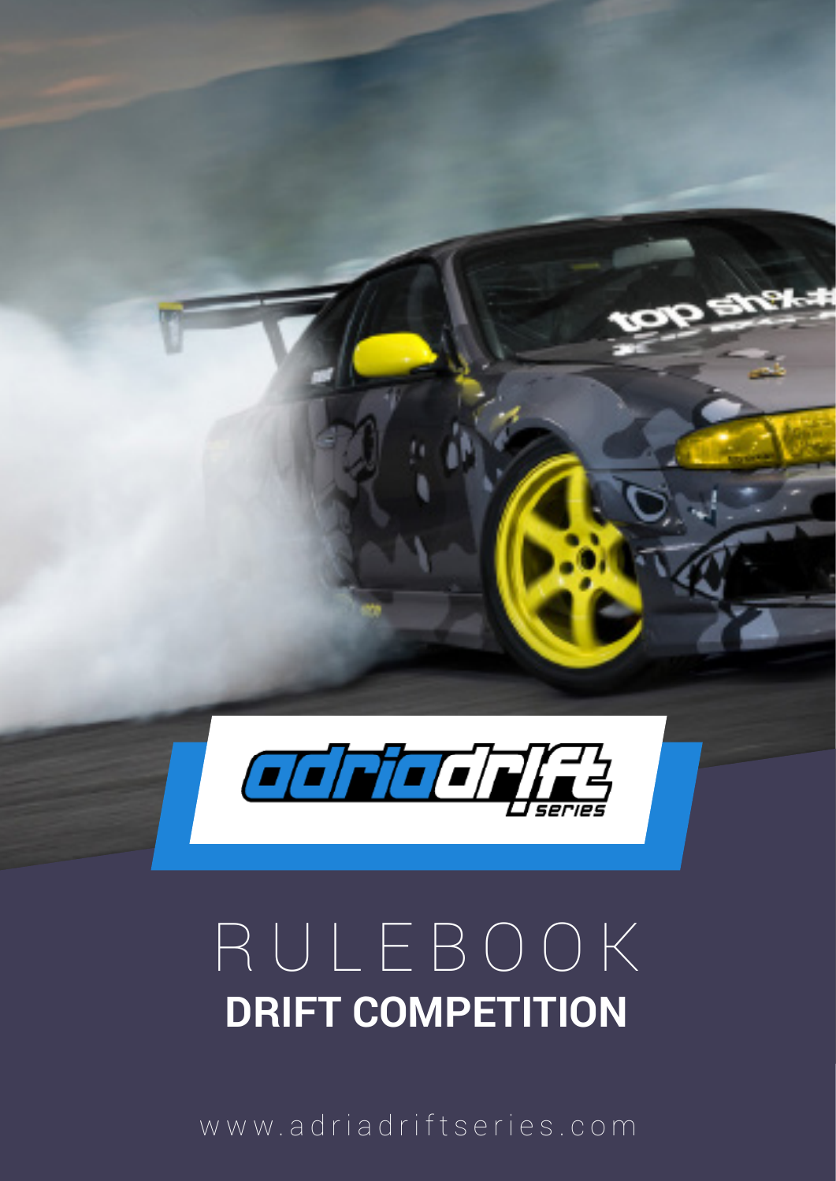# RULEBOOK

## DRIFT COMPETITION

www.adriadriftseries.com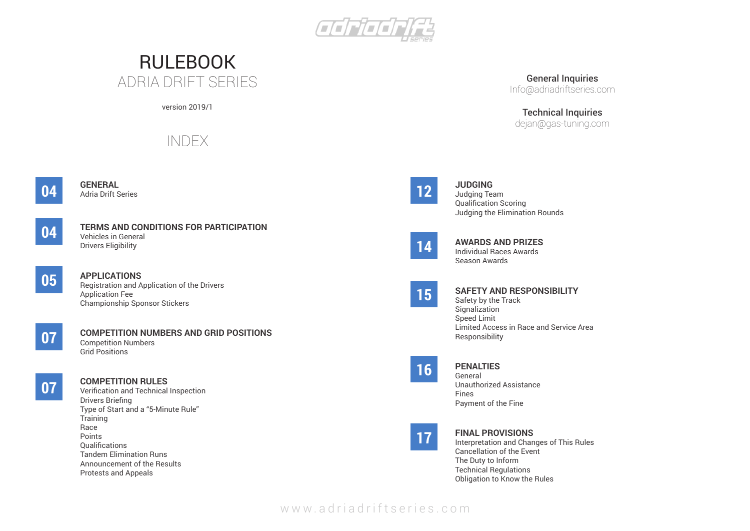# RULEBOOK

## ADRIA DRIFT SERIES

version 2019/1

**General Inquiries**
Info@adriadriftseries.com

**Technical Inquiries**
dejan@gas-tuning.com

## INDEX

**04** **GENERAL**
Adria Drift Series

**04** **TERMS AND CONDITIONS FOR PARTICIPATION**
Vehicles in General
Drivers Eligibility

**05** **APPLICATIONS**
Registration and Application of the Drivers
Application Fee
Championship Sponsor Stickers

**07** **COMPETITION NUMBERS AND GRID POSITIONS**
Competition Numbers
Grid Positions

**07** **COMPETITION RULES**
Verification and Technical Inspection
Drivers Briefing
Type of Start and a “5-Minute Rule”
Training
Race
Points
Qualifications
Tandem Elimination Runs
Announcement of the Results
Protests and Appeals

**12** **JUDGING**
Judging Team
Qualification Scoring
Judging the Elimination Rounds

**14** **AWARDS AND PRIZES**
Individual Races Awards
Season Awards

**15** **SAFETY AND RESPONSIBILITY**
Safety by the Track
Signalization
Speed Limit
Limited Access in Race and Service Area
Responsibility

**16** **PENALTIES**
General
Unauthorized Assistance
Fines
Payment of the Fine

**17** **FINAL PROVISIONS**
Interpretation and Changes of This Rules
Cancellation of the Event
The Duty to Inform
Technical Regulations
Obligation to Know the Rules

www.adriadriftseries.com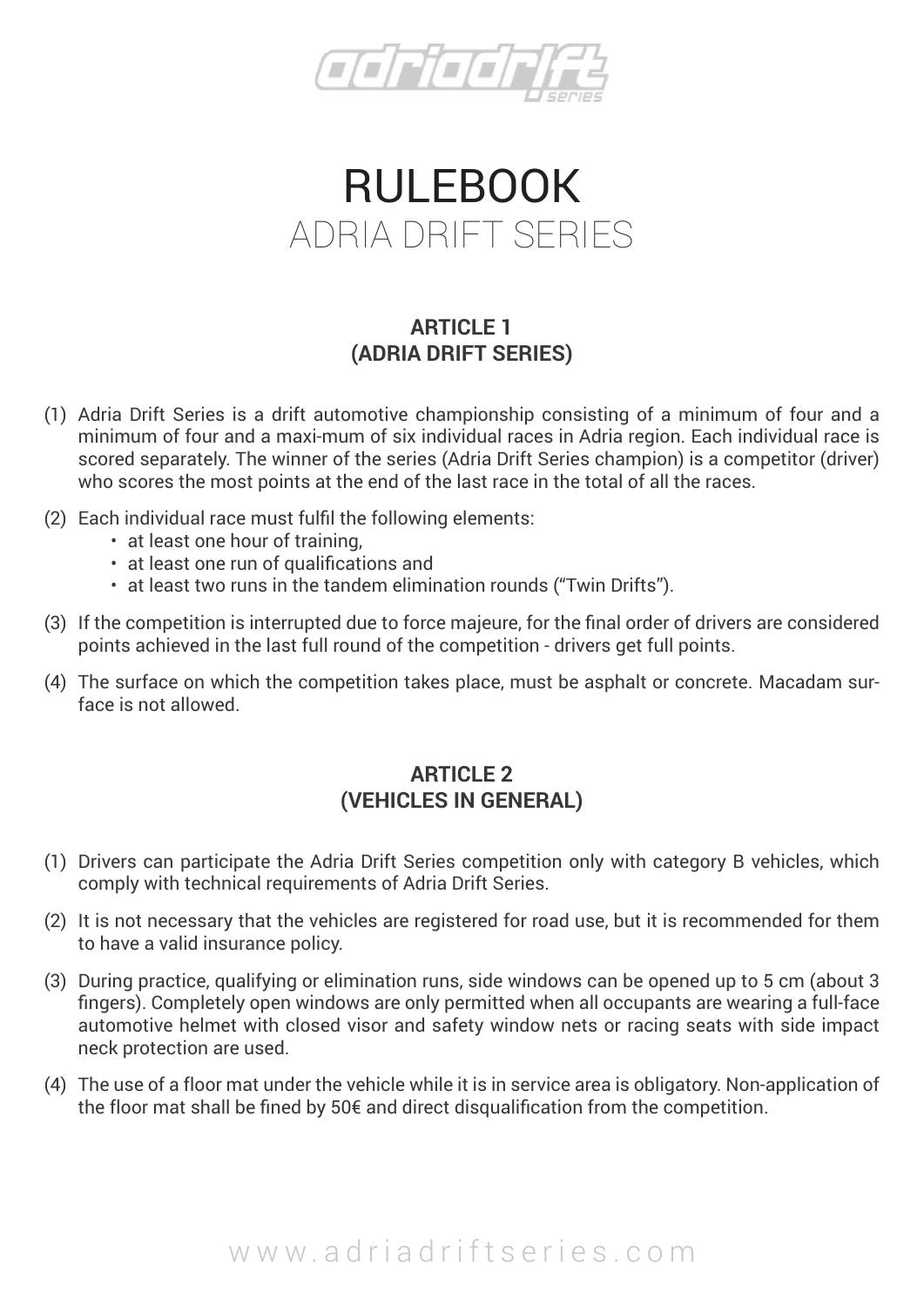# RULEBOOK
## ADRIA DRIFT SERIES

### ARTICLE 1
### (ADRIA DRIFT SERIES)

(1) Adria Drift Series is a drift automotive championship consisting of a minimum of four and a minimum of four and a maxi-mum of six individual races in Adria region. Each individual race is scored separately. The winner of the series (Adria Drift Series champion) is a competitor (driver) who scores the most points at the end of the last race in the total of all the races.

(2) Each individual race must fulfil the following elements:
- at least one hour of training,
- at least one run of qualifications and
- at least two runs in the tandem elimination rounds ("Twin Drifts").

(3) If the competition is interrupted due to force majeure, for the final order of drivers are considered points achieved in the last full round of the competition - drivers get full points.

(4) The surface on which the competition takes place, must be asphalt or concrete. Macadam surface is not allowed.

### ARTICLE 2
### (VEHICLES IN GENERAL)

(1) Drivers can participate the Adria Drift Series competition only with category B vehicles, which comply with technical requirements of Adria Drift Series.

(2) It is not necessary that the vehicles are registered for road use, but it is recommended for them to have a valid insurance policy.

(3) During practice, qualifying or elimination runs, side windows can be opened up to 5 cm (about 3 fingers). Completely open windows are only permitted when all occupants are wearing a full-face automotive helmet with closed visor and safety window nets or racing seats with side impact neck protection are used.

(4) The use of a floor mat under the vehicle while it is in service area is obligatory. Non-application of the floor mat shall be fined by 50€ and direct disqualification from the competition.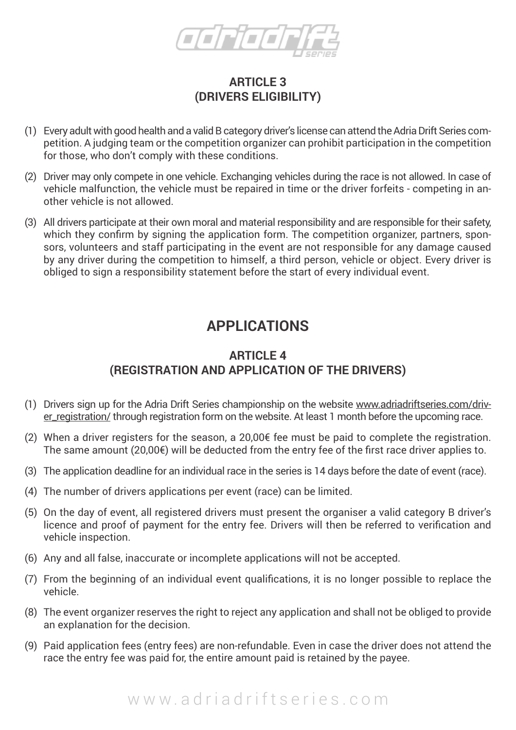## ARTICLE 3
## (DRIVERS ELIGIBILITY)

(1) Every adult with good health and a valid B category driver's license can attend the Adria Drift Series competition. A judging team or the competition organizer can prohibit participation in the competition for those, who don't comply with these conditions.

(2) Driver may only compete in one vehicle. Exchanging vehicles during the race is not allowed. In case of vehicle malfunction, the vehicle must be repaired in time or the driver forfeits - competing in another vehicle is not allowed.

(3) All drivers participate at their own moral and material responsibility and are responsible for their safety, which they confirm by signing the application form. The competition organizer, partners, sponsors, volunteers and staff participating in the event are not responsible for any damage caused by any driver during the competition to himself, a third person, vehicle or object. Every driver is obliged to sign a responsibility statement before the start of every individual event.

# APPLICATIONS

## ARTICLE 4
## (REGISTRATION AND APPLICATION OF THE DRIVERS)

(1) Drivers sign up for the Adria Drift Series championship on the website www.adriadriftseries.com/driver_registration/ through registration form on the website. At least 1 month before the upcoming race.

(2) When a driver registers for the season, a 20,00€ fee must be paid to complete the registration. The same amount (20,00€) will be deducted from the entry fee of the first race driver applies to.

(3) The application deadline for an individual race in the series is 14 days before the date of event (race).

(4) The number of drivers applications per event (race) can be limited.

(5) On the day of event, all registered drivers must present the organiser a valid category B driver's licence and proof of payment for the entry fee. Drivers will then be referred to verification and vehicle inspection.

(6) Any and all false, inaccurate or incomplete applications will not be accepted.

(7) From the beginning of an individual event qualifications, it is no longer possible to replace the vehicle.

(8) The event organizer reserves the right to reject any application and shall not be obliged to provide an explanation for the decision.

(9) Paid application fees (entry fees) are non-refundable. Even in case the driver does not attend the race the entry fee was paid for, the entire amount paid is retained by the payee.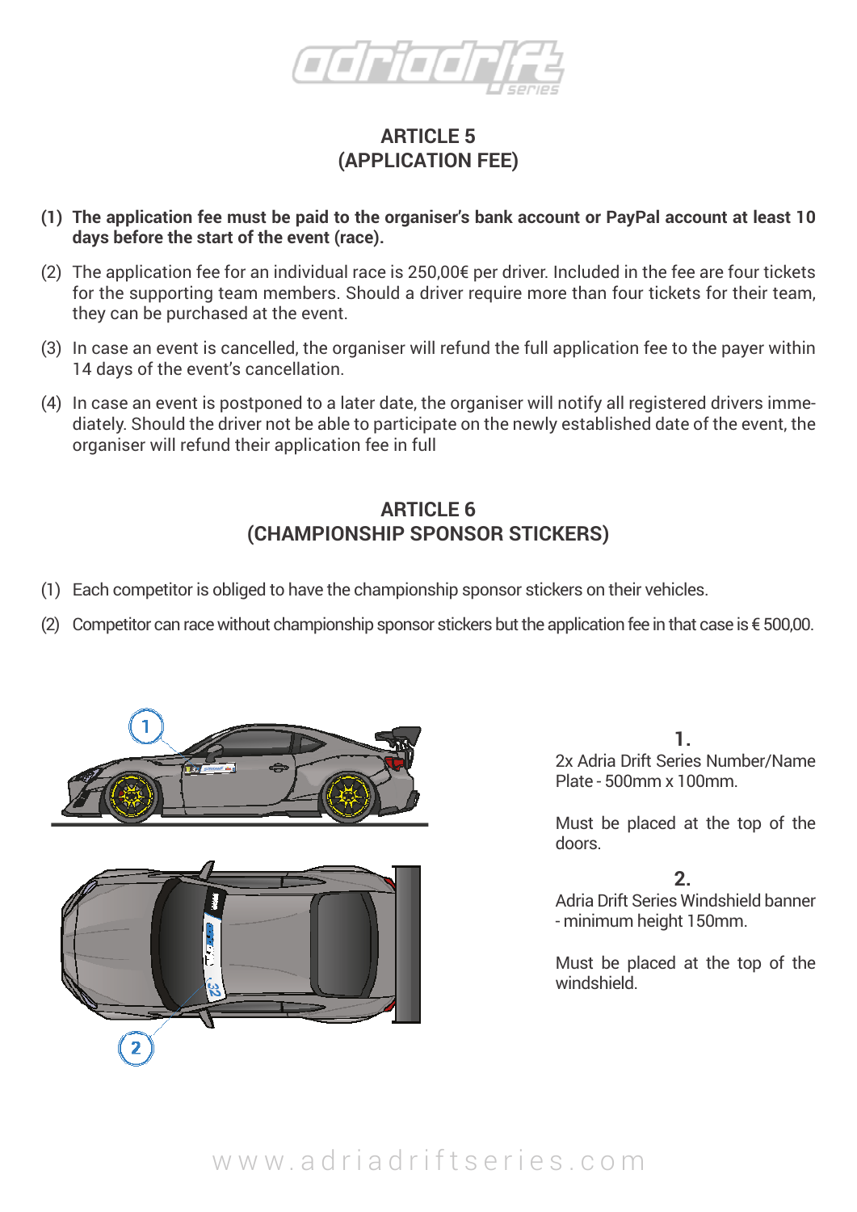## ARTICLE 5
## (APPLICATION FEE)

**(1) The application fee must be paid to the organiser's bank account or PayPal account at least 10 days before the start of the event (race).**

(2) The application fee for an individual race is 250,00€ per driver. Included in the fee are four tickets for the supporting team members. Should a driver require more than four tickets for their team, they can be purchased at the event.

(3) In case an event is cancelled, the organiser will refund the full application fee to the payer within 14 days of the event's cancellation.

(4) In case an event is postponed to a later date, the organiser will notify all registered drivers immediately. Should the driver not be able to participate on the newly established date of the event, the organiser will refund their application fee in full

## ARTICLE 6
## (CHAMPIONSHIP SPONSOR STICKERS)

(1) Each competitor is obliged to have the championship sponsor stickers on their vehicles.

(2) Competitor can race without championship sponsor stickers but the application fee in that case is € 500,00.

**1.**
2x Adria Drift Series Number/Name Plate - 500mm x 100mm.

Must be placed at the top of the doors.

**2.**
Adria Drift Series Windshield banner - minimum height 150mm.

Must be placed at the top of the windshield.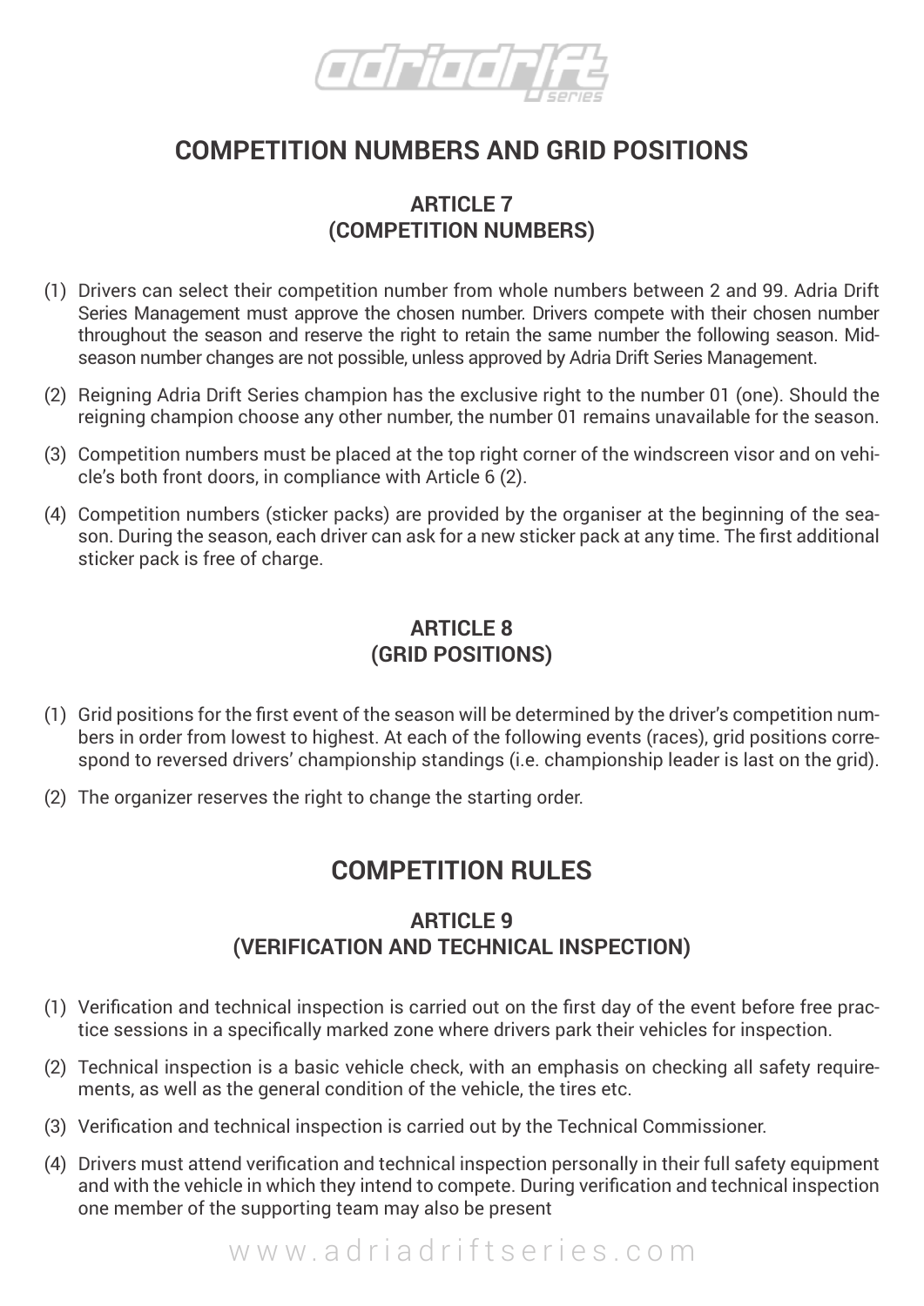# COMPETITION NUMBERS AND GRID POSITIONS

## ARTICLE 7
## (COMPETITION NUMBERS)

(1) Drivers can select their competition number from whole numbers between 2 and 99. Adria Drift Series Management must approve the chosen number. Drivers compete with their chosen number throughout the season and reserve the right to retain the same number the following season. Mid-season number changes are not possible, unless approved by Adria Drift Series Management.

(2) Reigning Adria Drift Series champion has the exclusive right to the number 01 (one). Should the reigning champion choose any other number, the number 01 remains unavailable for the season.

(3) Competition numbers must be placed at the top right corner of the windscreen visor and on vehicle's both front doors, in compliance with Article 6 (2).

(4) Competition numbers (sticker packs) are provided by the organiser at the beginning of the season. During the season, each driver can ask for a new sticker pack at any time. The first additional sticker pack is free of charge.

## ARTICLE 8
## (GRID POSITIONS)

(1) Grid positions for the first event of the season will be determined by the driver's competition numbers in order from lowest to highest. At each of the following events (races), grid positions correspond to reversed drivers' championship standings (i.e. championship leader is last on the grid).

(2) The organizer reserves the right to change the starting order.

# COMPETITION RULES

## ARTICLE 9
## (VERIFICATION AND TECHNICAL INSPECTION)

(1) Verification and technical inspection is carried out on the first day of the event before free practice sessions in a specifically marked zone where drivers park their vehicles for inspection.

(2) Technical inspection is a basic vehicle check, with an emphasis on checking all safety requirements, as well as the general condition of the vehicle, the tires etc.

(3) Verification and technical inspection is carried out by the Technical Commissioner.

(4) Drivers must attend verification and technical inspection personally in their full safety equipment and with the vehicle in which they intend to compete. During verification and technical inspection one member of the supporting team may also be present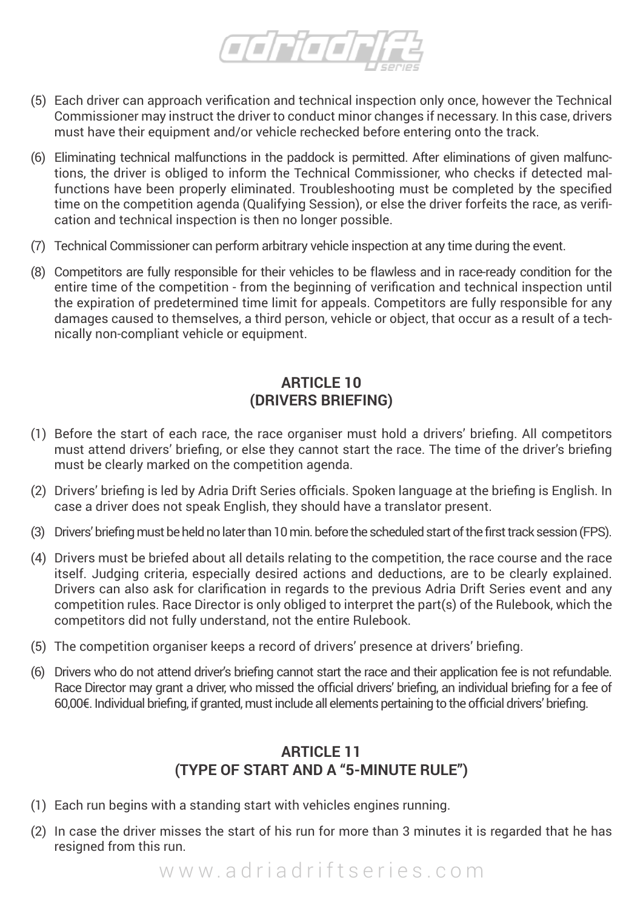(5) Each driver can approach verification and technical inspection only once, however the Technical Commissioner may instruct the driver to conduct minor changes if necessary. In this case, drivers must have their equipment and/or vehicle rechecked before entering onto the track.

(6) Eliminating technical malfunctions in the paddock is permitted. After eliminations of given malfunctions, the driver is obliged to inform the Technical Commissioner, who checks if detected malfunctions have been properly eliminated. Troubleshooting must be completed by the specified time on the competition agenda (Qualifying Session), or else the driver forfeits the race, as verification and technical inspection is then no longer possible.

(7) Technical Commissioner can perform arbitrary vehicle inspection at any time during the event.

(8) Competitors are fully responsible for their vehicles to be flawless and in race-ready condition for the entire time of the competition - from the beginning of verification and technical inspection until the expiration of predetermined time limit for appeals. Competitors are fully responsible for any damages caused to themselves, a third person, vehicle or object, that occur as a result of a technically non-compliant vehicle or equipment.

## ARTICLE 10
## (DRIVERS BRIEFING)

(1) Before the start of each race, the race organiser must hold a drivers' briefing. All competitors must attend drivers' briefing, or else they cannot start the race. The time of the driver's briefing must be clearly marked on the competition agenda.

(2) Drivers' briefing is led by Adria Drift Series officials. Spoken language at the briefing is English. In case a driver does not speak English, they should have a translator present.

(3) Drivers' briefing must be held no later than 10 min. before the scheduled start of the first track session (FPS).

(4) Drivers must be briefed about all details relating to the competition, the race course and the race itself. Judging criteria, especially desired actions and deductions, are to be clearly explained. Drivers can also ask for clarification in regards to the previous Adria Drift Series event and any competition rules. Race Director is only obliged to interpret the part(s) of the Rulebook, which the competitors did not fully understand, not the entire Rulebook.

(5) The competition organiser keeps a record of drivers' presence at drivers' briefing.

(6) Drivers who do not attend driver's briefing cannot start the race and their application fee is not refundable. Race Director may grant a driver, who missed the official drivers' briefing, an individual briefing for a fee of 60,00€. Individual briefing, if granted, must include all elements pertaining to the official drivers' briefing.

## ARTICLE 11
## (TYPE OF START AND A "5-MINUTE RULE")

(1) Each run begins with a standing start with vehicles engines running.

(2) In case the driver misses the start of his run for more than 3 minutes it is regarded that he has resigned from this run.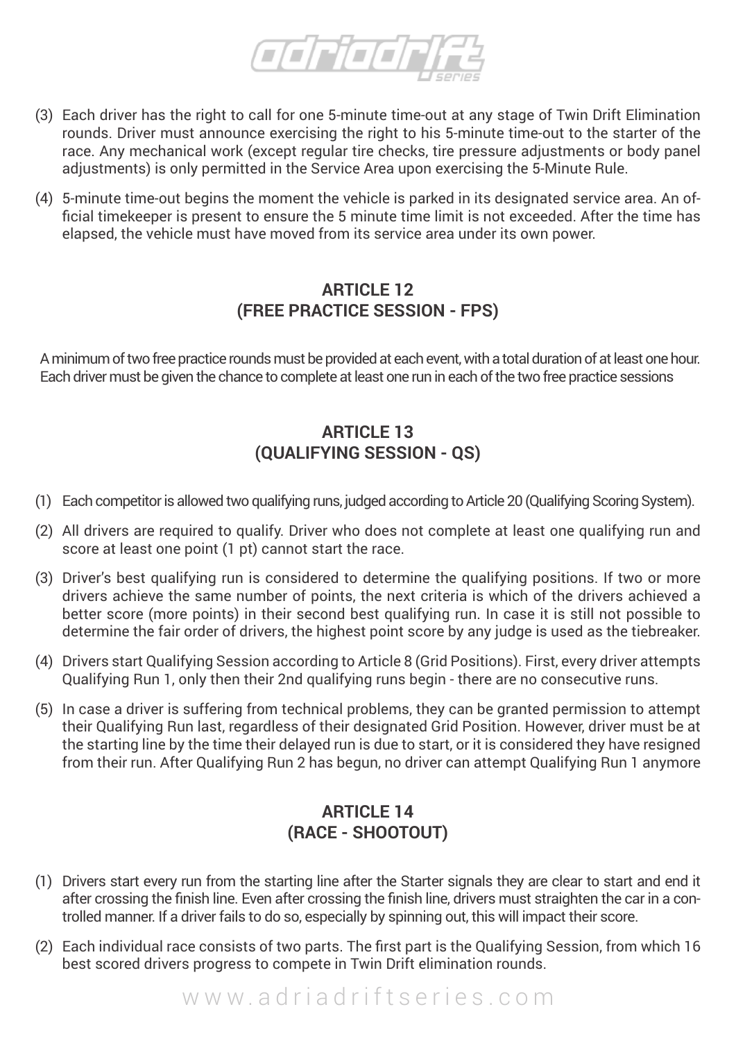(3) Each driver has the right to call for one 5-minute time-out at any stage of Twin Drift Elimination rounds. Driver must announce exercising the right to his 5-minute time-out to the starter of the race. Any mechanical work (except regular tire checks, tire pressure adjustments or body panel adjustments) is only permitted in the Service Area upon exercising the 5-Minute Rule.

(4) 5-minute time-out begins the moment the vehicle is parked in its designated service area. An official timekeeper is present to ensure the 5 minute time limit is not exceeded. After the time has elapsed, the vehicle must have moved from its service area under its own power.

## ARTICLE 12
## (FREE PRACTICE SESSION - FPS)

A minimum of two free practice rounds must be provided at each event, with a total duration of at least one hour. Each driver must be given the chance to complete at least one run in each of the two free practice sessions

## ARTICLE 13
## (QUALIFYING SESSION - QS)

(1) Each competitor is allowed two qualifying runs, judged according to Article 20 (Qualifying Scoring System).

(2) All drivers are required to qualify. Driver who does not complete at least one qualifying run and score at least one point (1 pt) cannot start the race.

(3) Driver's best qualifying run is considered to determine the qualifying positions. If two or more drivers achieve the same number of points, the next criteria is which of the drivers achieved a better score (more points) in their second best qualifying run. In case it is still not possible to determine the fair order of drivers, the highest point score by any judge is used as the tiebreaker.

(4) Drivers start Qualifying Session according to Article 8 (Grid Positions). First, every driver attempts Qualifying Run 1, only then their 2nd qualifying runs begin - there are no consecutive runs.

(5) In case a driver is suffering from technical problems, they can be granted permission to attempt their Qualifying Run last, regardless of their designated Grid Position. However, driver must be at the starting line by the time their delayed run is due to start, or it is considered they have resigned from their run. After Qualifying Run 2 has begun, no driver can attempt Qualifying Run 1 anymore

## ARTICLE 14
## (RACE - SHOOTOUT)

(1) Drivers start every run from the starting line after the Starter signals they are clear to start and end it after crossing the finish line. Even after crossing the finish line, drivers must straighten the car in a controlled manner. If a driver fails to do so, especially by spinning out, this will impact their score.

(2) Each individual race consists of two parts. The first part is the Qualifying Session, from which 16 best scored drivers progress to compete in Twin Drift elimination rounds.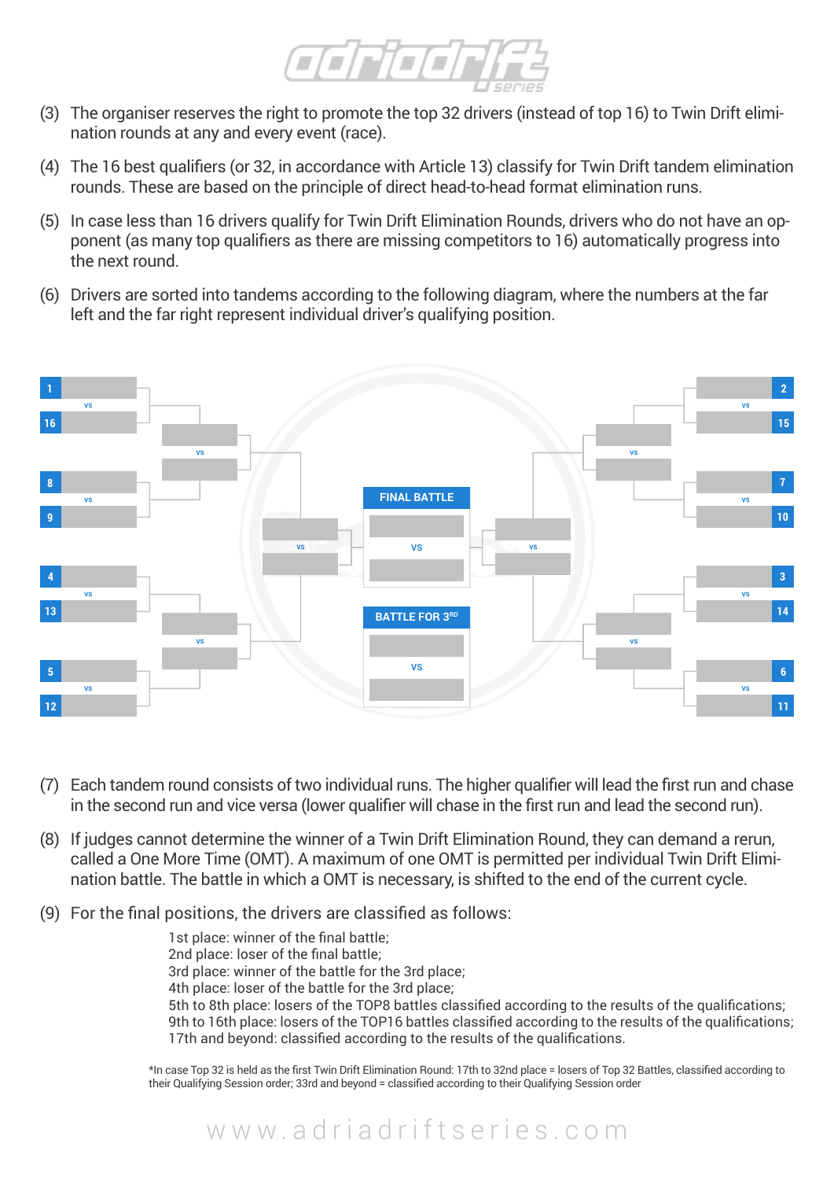(3) The organiser reserves the right to promote the top 32 drivers (instead of top 16) to Twin Drift elimination rounds at any and every event (race).

(4) The 16 best qualifiers (or 32, in accordance with Article 13) classify for Twin Drift tandem elimination rounds. These are based on the principle of direct head-to-head format elimination runs.

(5) In case less than 16 drivers qualify for Twin Drift Elimination Rounds, drivers who do not have an opponent (as many top qualifiers as there are missing competitors to 16) automatically progress into the next round.

(6) Drivers are sorted into tandems according to the following diagram, where the numbers at the far left and the far right represent individual driver's qualifying position.

1 vs 16
8 vs 9
4 vs 13
5 vs 12

2 vs 15
7 vs 10
3 vs 14
6 vs 11

FINAL BATTLE

vs

BATTLE FOR 3RD

vs

(7) Each tandem round consists of two individual runs. The higher qualifier will lead the first run and chase in the second run and vice versa (lower qualifier will chase in the first run and lead the second run).

(8) If judges cannot determine the winner of a Twin Drift Elimination Round, they can demand a rerun, called a One More Time (OMT). A maximum of one OMT is permitted per individual Twin Drift Elimination battle. The battle in which a OMT is necessary, is shifted to the end of the current cycle.

(9) For the final positions, the drivers are classified as follows:

1st place: winner of the final battle;
2nd place: loser of the final battle;
3rd place: winner of the battle for the 3rd place;
4th place: loser of the battle for the 3rd place;
5th to 8th place: losers of the TOP8 battles classified according to the results of the qualifications;
9th to 16th place: losers of the TOP16 battles classified according to the results of the qualifications;
17th and beyond: classified according to the results of the qualifications.

*In case Top 32 is held as the first Twin Drift Elimination Round: 17th to 32nd place = losers of Top 32 Battles, classified according to their Qualifying Session order; 33rd and beyond = classified according to their Qualifying Session order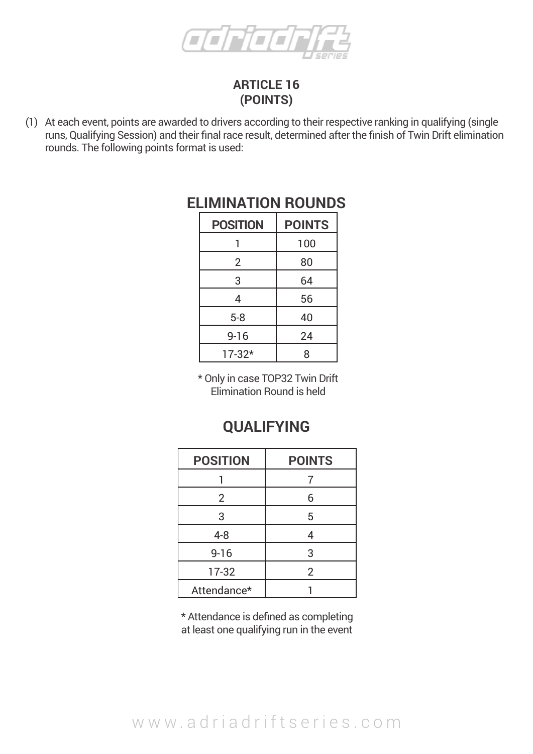# ARTICLE 16
# (POINTS)

(1) At each event, points are awarded to drivers according to their respective ranking in qualifying (single runs, Qualifying Session) and their final race result, determined after the finish of Twin Drift elimination rounds. The following points format is used:

## ELIMINATION ROUNDS

| POSITION | POINTS |
|---|---|
| 1 | 100 |
| 2 | 80 |
| 3 | 64 |
| 4 | 56 |
| 5-8 | 40 |
| 9-16 | 24 |
| 17-32* | 8 |

\* Only in case TOP32 Twin Drift Elimination Round is held

## QUALIFYING

| POSITION | POINTS |
|---|---|
| 1 | 7 |
| 2 | 6 |
| 3 | 5 |
| 4-8 | 4 |
| 9-16 | 3 |
| 17-32 | 2 |
| Attendance* | 1 |

\* Attendance is defined as completing at least one qualifying run in the event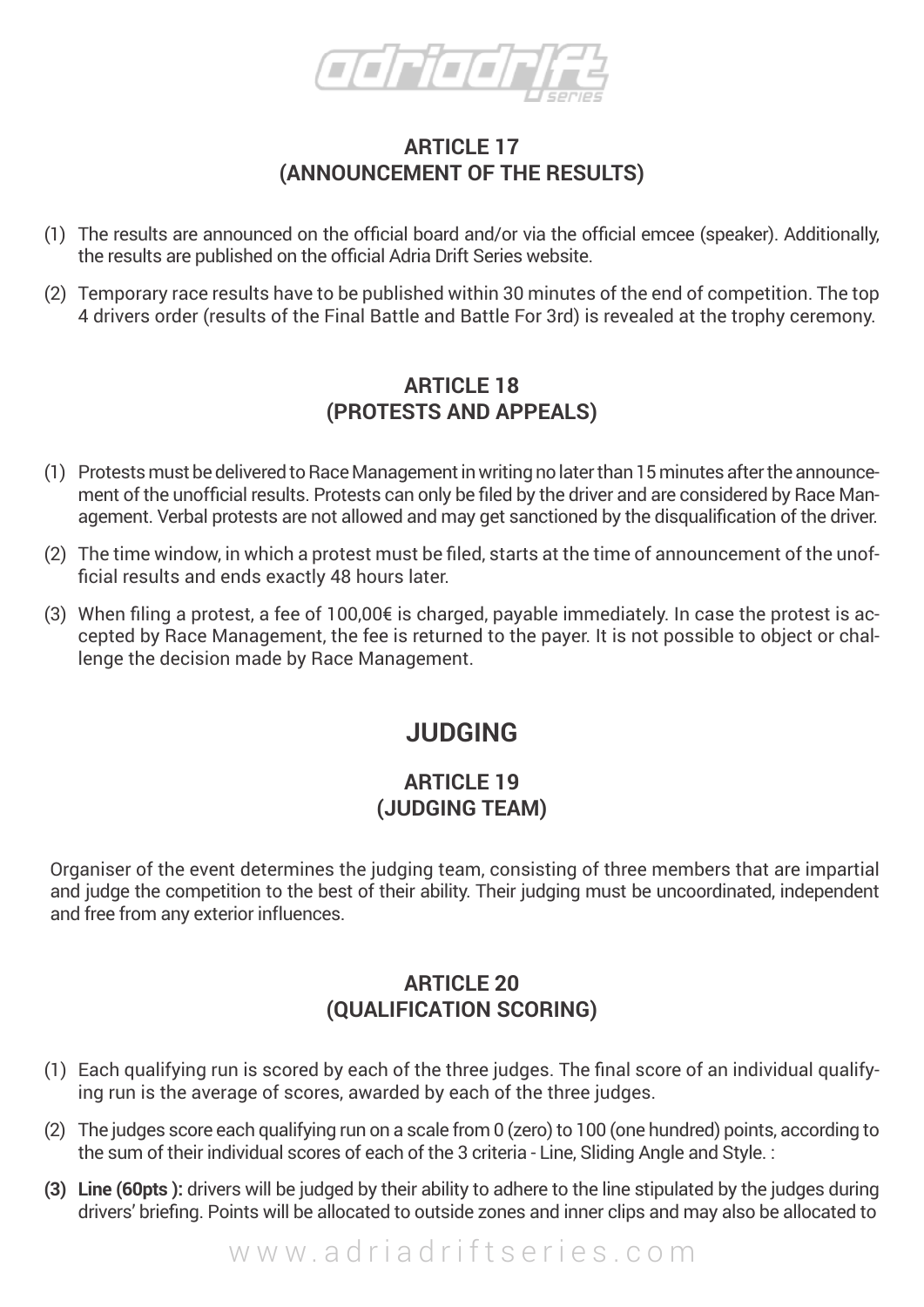## ARTICLE 17
## (ANNOUNCEMENT OF THE RESULTS)

(1) The results are announced on the official board and/or via the official emcee (speaker). Additionally, the results are published on the official Adria Drift Series website.

(2) Temporary race results have to be published within 30 minutes of the end of competition. The top 4 drivers order (results of the Final Battle and Battle For 3rd) is revealed at the trophy ceremony.

## ARTICLE 18
## (PROTESTS AND APPEALS)

(1) Protests must be delivered to Race Management in writing no later than 15 minutes after the announcement of the unofficial results. Protests can only be filed by the driver and are considered by Race Management. Verbal protests are not allowed and may get sanctioned by the disqualification of the driver.

(2) The time window, in which a protest must be filed, starts at the time of announcement of the unofficial results and ends exactly 48 hours later.

(3) When filing a protest, a fee of 100,00€ is charged, payable immediately. In case the protest is accepted by Race Management, the fee is returned to the payer. It is not possible to object or challenge the decision made by Race Management.

# JUDGING

## ARTICLE 19
## (JUDGING TEAM)

Organiser of the event determines the judging team, consisting of three members that are impartial and judge the competition to the best of their ability. Their judging must be uncoordinated, independent and free from any exterior influences.

## ARTICLE 20
## (QUALIFICATION SCORING)

(1) Each qualifying run is scored by each of the three judges. The final score of an individual qualifying run is the average of scores, awarded by each of the three judges.

(2) The judges score each qualifying run on a scale from 0 (zero) to 100 (one hundred) points, according to the sum of their individual scores of each of the 3 criteria - Line, Sliding Angle and Style. :

**(3) Line (60pts ):** drivers will be judged by their ability to adhere to the line stipulated by the judges during drivers' briefing. Points will be allocated to outside zones and inner clips and may also be allocated to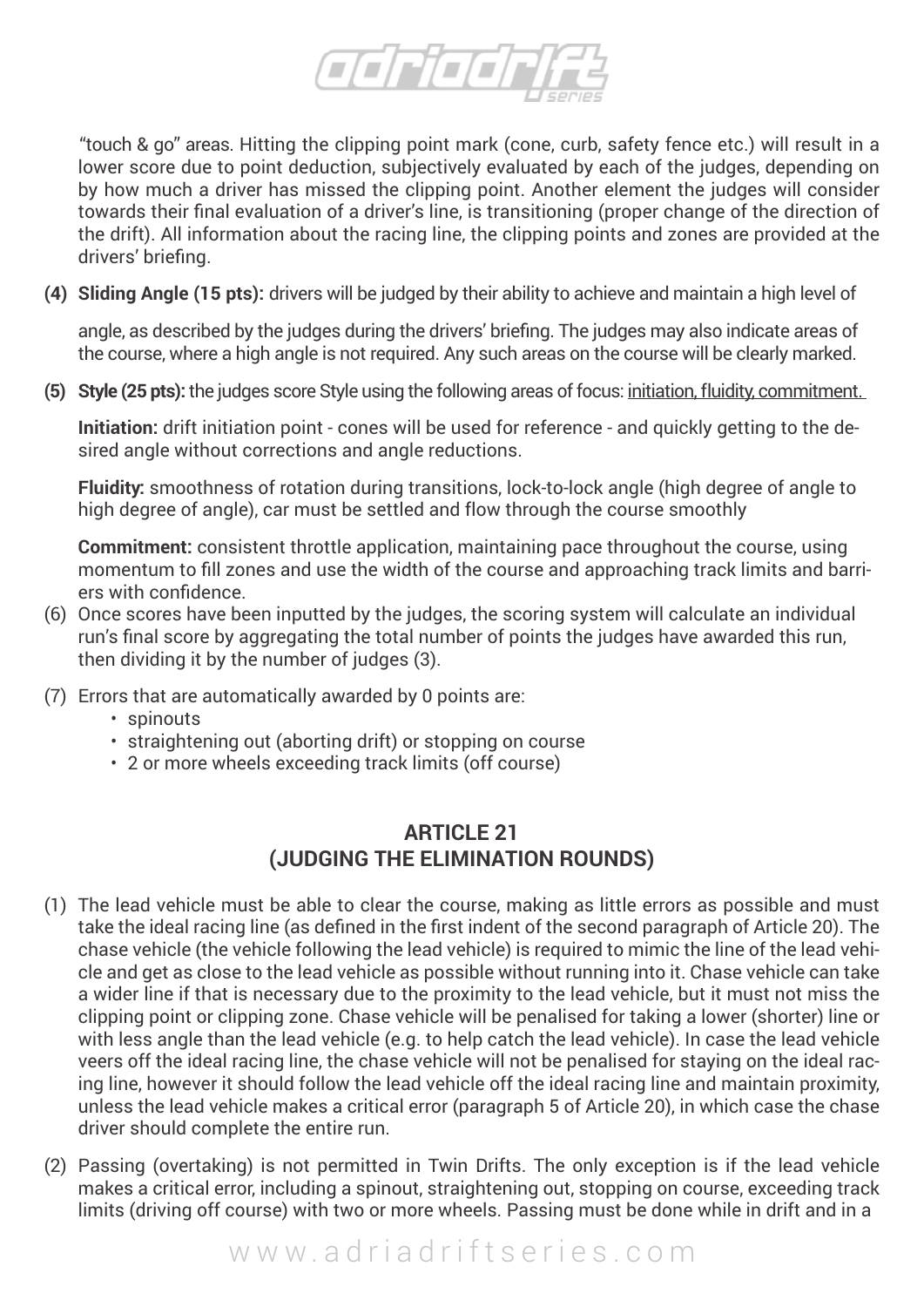"touch & go" areas. Hitting the clipping point mark (cone, curb, safety fence etc.) will result in a lower score due to point deduction, subjectively evaluated by each of the judges, depending on by how much a driver has missed the clipping point. Another element the judges will consider towards their final evaluation of a driver's line, is transitioning (proper change of the direction of the drift). All information about the racing line, the clipping points and zones are provided at the drivers' briefing.

**(4) Sliding Angle (15 pts):** drivers will be judged by their ability to achieve and maintain a high level of angle, as described by the judges during the drivers' briefing. The judges may also indicate areas of the course, where a high angle is not required. Any such areas on the course will be clearly marked.

**(5) Style (25 pts):** the judges score Style using the following areas of focus: initiation, fluidity, commitment.

**Initiation:** drift initiation point - cones will be used for reference - and quickly getting to the desired angle without corrections and angle reductions.

**Fluidity:** smoothness of rotation during transitions, lock-to-lock angle (high degree of angle to high degree of angle), car must be settled and flow through the course smoothly

**Commitment:** consistent throttle application, maintaining pace throughout the course, using momentum to fill zones and use the width of the course and approaching track limits and barriers with confidence.

(6) Once scores have been inputted by the judges, the scoring system will calculate an individual run's final score by aggregating the total number of points the judges have awarded this run, then dividing it by the number of judges (3).

(7) Errors that are automatically awarded by 0 points are:
- spinouts
- straightening out (aborting drift) or stopping on course
- 2 or more wheels exceeding track limits (off course)

## ARTICLE 21
## (JUDGING THE ELIMINATION ROUNDS)

(1) The lead vehicle must be able to clear the course, making as little errors as possible and must take the ideal racing line (as defined in the first indent of the second paragraph of Article 20). The chase vehicle (the vehicle following the lead vehicle) is required to mimic the line of the lead vehicle and get as close to the lead vehicle as possible without running into it. Chase vehicle can take a wider line if that is necessary due to the proximity to the lead vehicle, but it must not miss the clipping point or clipping zone. Chase vehicle will be penalised for taking a lower (shorter) line or with less angle than the lead vehicle (e.g. to help catch the lead vehicle). In case the lead vehicle veers off the ideal racing line, the chase vehicle will not be penalised for staying on the ideal racing line, however it should follow the lead vehicle off the ideal racing line and maintain proximity, unless the lead vehicle makes a critical error (paragraph 5 of Article 20), in which case the chase driver should complete the entire run.

(2) Passing (overtaking) is not permitted in Twin Drifts. The only exception is if the lead vehicle makes a critical error, including a spinout, straightening out, stopping on course, exceeding track limits (driving off course) with two or more wheels. Passing must be done while in drift and in a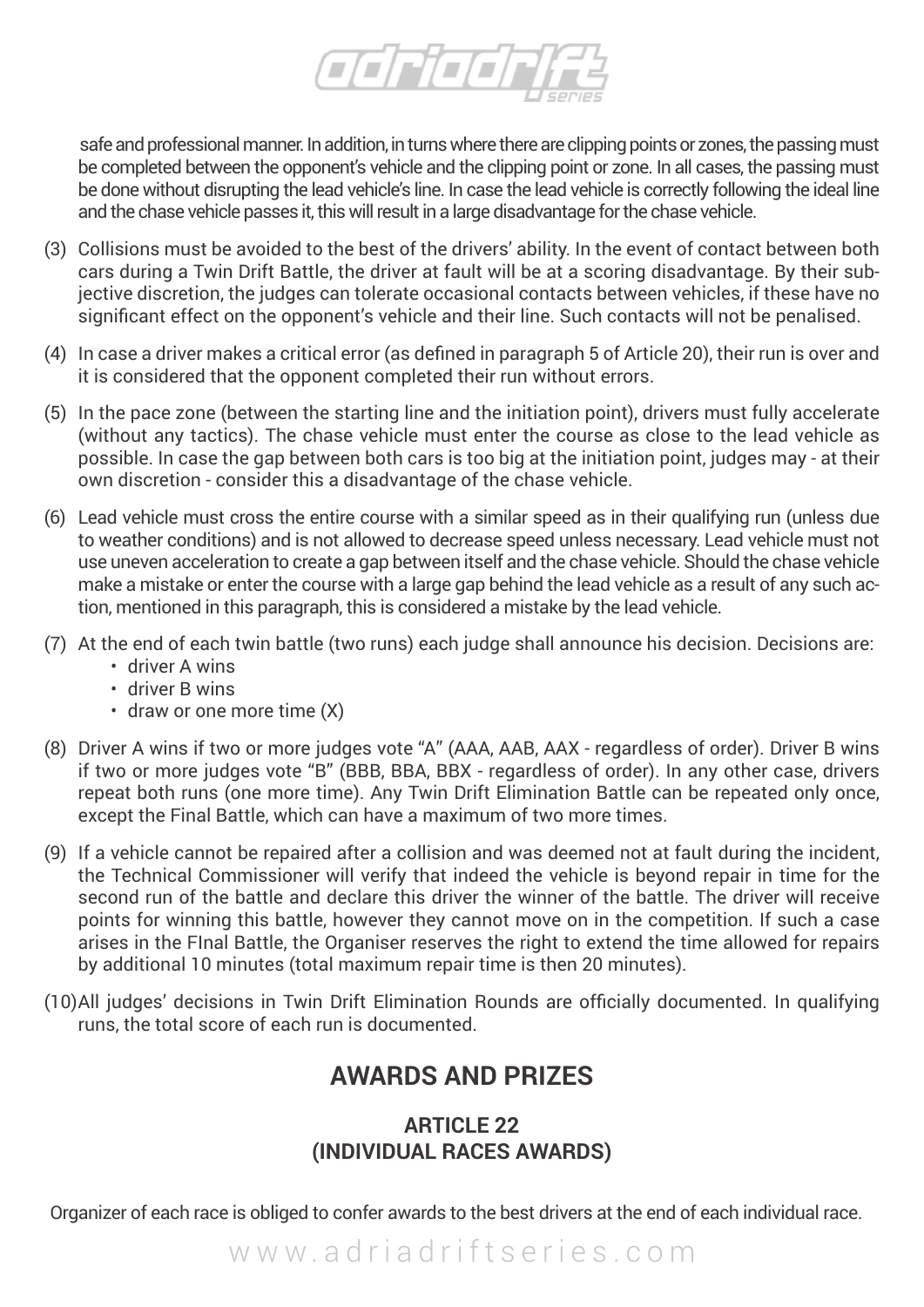safe and professional manner. In addition, in turns where there are clipping points or zones, the passing must be completed between the opponent's vehicle and the clipping point or zone. In all cases, the passing must be done without disrupting the lead vehicle's line. In case the lead vehicle is correctly following the ideal line and the chase vehicle passes it, this will result in a large disadvantage for the chase vehicle.

(3) Collisions must be avoided to the best of the drivers' ability. In the event of contact between both cars during a Twin Drift Battle, the driver at fault will be at a scoring disadvantage. By their subjective discretion, the judges can tolerate occasional contacts between vehicles, if these have no significant effect on the opponent's vehicle and their line. Such contacts will not be penalised.

(4) In case a driver makes a critical error (as defined in paragraph 5 of Article 20), their run is over and it is considered that the opponent completed their run without errors.

(5) In the pace zone (between the starting line and the initiation point), drivers must fully accelerate (without any tactics). The chase vehicle must enter the course as close to the lead vehicle as possible. In case the gap between both cars is too big at the initiation point, judges may - at their own discretion - consider this a disadvantage of the chase vehicle.

(6) Lead vehicle must cross the entire course with a similar speed as in their qualifying run (unless due to weather conditions) and is not allowed to decrease speed unless necessary. Lead vehicle must not use uneven acceleration to create a gap between itself and the chase vehicle. Should the chase vehicle make a mistake or enter the course with a large gap behind the lead vehicle as a result of any such action, mentioned in this paragraph, this is considered a mistake by the lead vehicle.

(7) At the end of each twin battle (two runs) each judge shall announce his decision. Decisions are:
   - driver A wins
   - driver B wins
   - draw or one more time (X)

(8) Driver A wins if two or more judges vote "A" (AAA, AAB, AAX - regardless of order). Driver B wins if two or more judges vote "B" (BBB, BBA, BBX - regardless of order). In any other case, drivers repeat both runs (one more time). Any Twin Drift Elimination Battle can be repeated only once, except the Final Battle, which can have a maximum of two more times.

(9) If a vehicle cannot be repaired after a collision and was deemed not at fault during the incident, the Technical Commissioner will verify that indeed the vehicle is beyond repair in time for the second run of the battle and declare this driver the winner of the battle. The driver will receive points for winning this battle, however they cannot move on in the competition. If such a case arises in the FInal Battle, the Organiser reserves the right to extend the time allowed for repairs by additional 10 minutes (total maximum repair time is then 20 minutes).

(10) All judges' decisions in Twin Drift Elimination Rounds are officially documented. In qualifying runs, the total score of each run is documented.

## AWARDS AND PRIZES

### ARTICLE 22
### (INDIVIDUAL RACES AWARDS)

Organizer of each race is obliged to confer awards to the best drivers at the end of each individual race.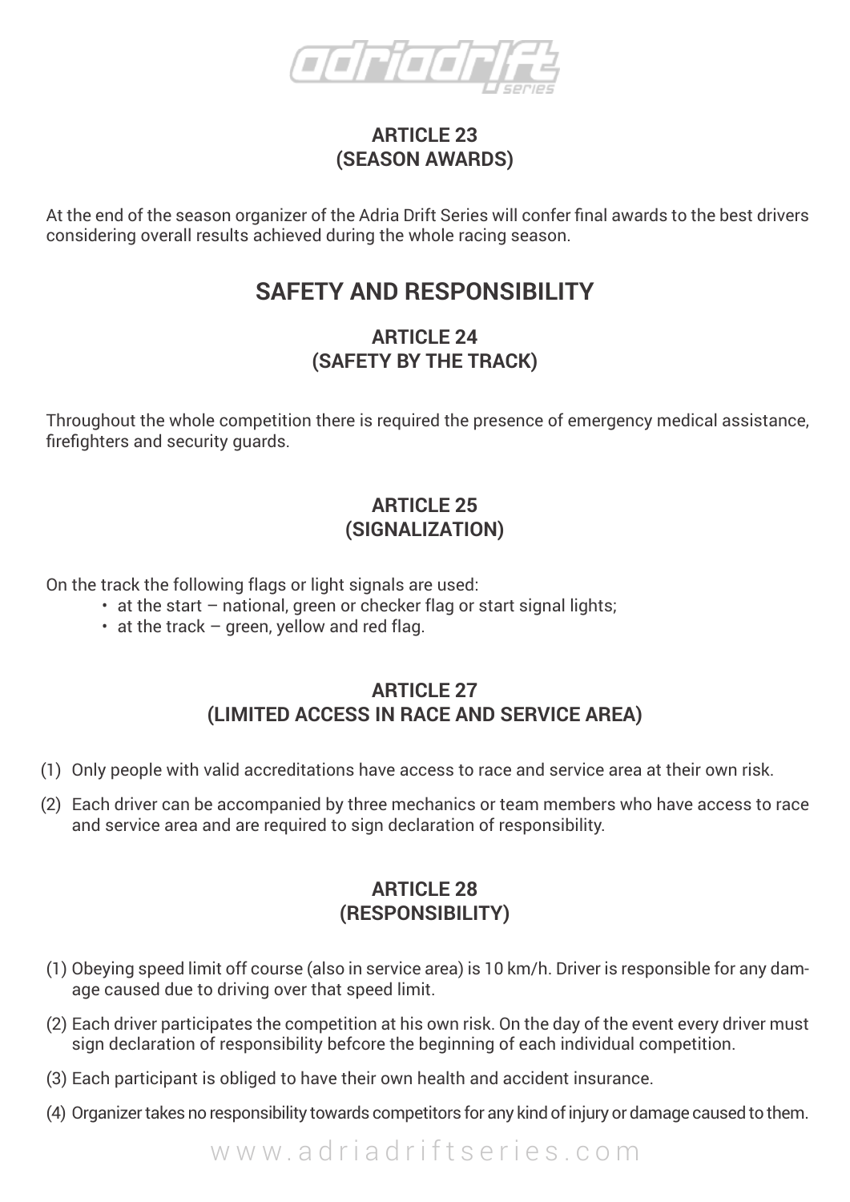## ARTICLE 23
## (SEASON AWARDS)

At the end of the season organizer of the Adria Drift Series will confer final awards to the best drivers considering overall results achieved during the whole racing season.

# SAFETY AND RESPONSIBILITY

## ARTICLE 24
## (SAFETY BY THE TRACK)

Throughout the whole competition there is required the presence of emergency medical assistance, firefighters and security guards.

## ARTICLE 25
## (SIGNALIZATION)

On the track the following flags or light signals are used:

- at the start – national, green or checker flag or start signal lights;
- at the track – green, yellow and red flag.

## ARTICLE 27
## (LIMITED ACCESS IN RACE AND SERVICE AREA)

(1) Only people with valid accreditations have access to race and service area at their own risk.

(2) Each driver can be accompanied by three mechanics or team members who have access to race and service area and are required to sign declaration of responsibility.

## ARTICLE 28
## (RESPONSIBILITY)

(1) Obeying speed limit off course (also in service area) is 10 km/h. Driver is responsible for any damage caused due to driving over that speed limit.

(2) Each driver participates the competition at his own risk. On the day of the event every driver must sign declaration of responsibility befcore the beginning of each individual competition.

(3) Each participant is obliged to have their own health and accident insurance.

(4) Organizer takes no responsibility towards competitors for any kind of injury or damage caused to them.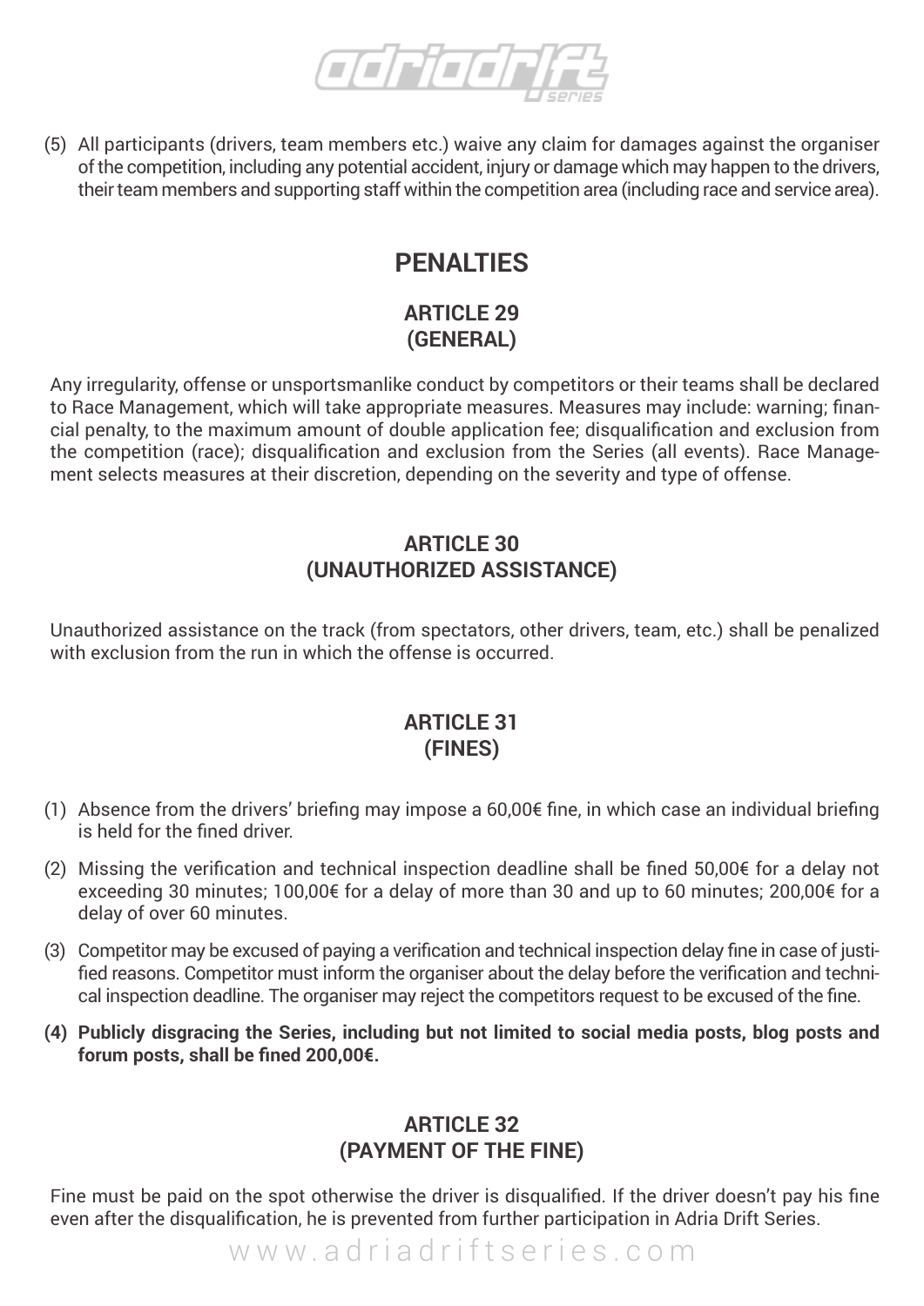(5) All participants (drivers, team members etc.) waive any claim for damages against the organiser of the competition, including any potential accident, injury or damage which may happen to the drivers, their team members and supporting staff within the competition area (including race and service area).

## PENALTIES

### ARTICLE 29
### (GENERAL)

Any irregularity, offense or unsportsmanlike conduct by competitors or their teams shall be declared to Race Management, which will take appropriate measures. Measures may include: warning; financial penalty, to the maximum amount of double application fee; disqualification and exclusion from the competition (race); disqualification and exclusion from the Series (all events). Race Management selects measures at their discretion, depending on the severity and type of offense.

### ARTICLE 30
### (UNAUTHORIZED ASSISTANCE)

Unauthorized assistance on the track (from spectators, other drivers, team, etc.) shall be penalized with exclusion from the run in which the offense is occurred.

### ARTICLE 31
### (FINES)

(1) Absence from the drivers' briefing may impose a 60,00€ fine, in which case an individual briefing is held for the fined driver.

(2) Missing the verification and technical inspection deadline shall be fined 50,00€ for a delay not exceeding 30 minutes; 100,00€ for a delay of more than 30 and up to 60 minutes; 200,00€ for a delay of over 60 minutes.

(3) Competitor may be excused of paying a verification and technical inspection delay fine in case of justified reasons. Competitor must inform the organiser about the delay before the verification and technical inspection deadline. The organiser may reject the competitors request to be excused of the fine.

**(4) Publicly disgracing the Series, including but not limited to social media posts, blog posts and forum posts, shall be fined 200,00€.**

### ARTICLE 32
### (PAYMENT OF THE FINE)

Fine must be paid on the spot otherwise the driver is disqualified. If the driver doesn't pay his fine even after the disqualification, he is prevented from further participation in Adria Drift Series.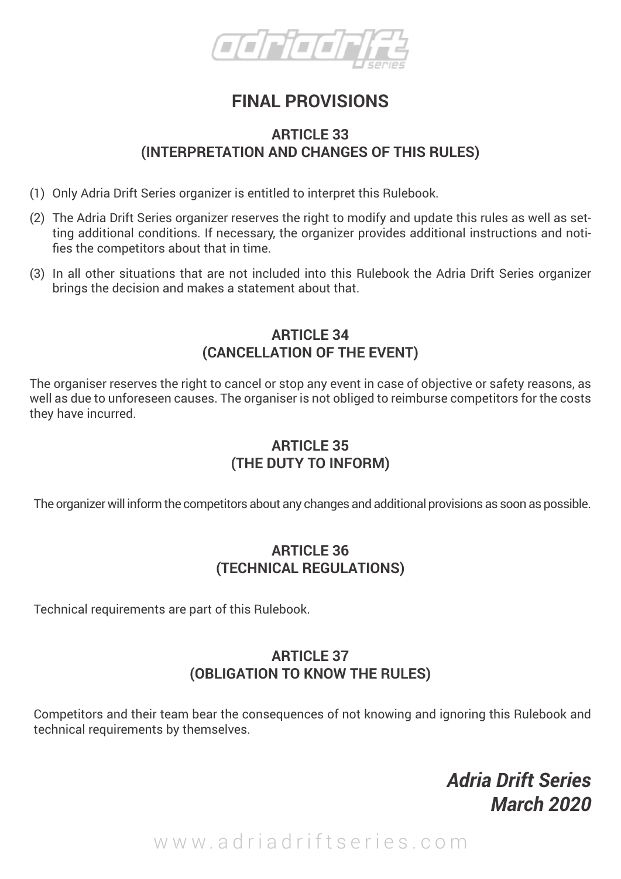# FINAL PROVISIONS

## ARTICLE 33
## (INTERPRETATION AND CHANGES OF THIS RULES)

(1) Only Adria Drift Series organizer is entitled to interpret this Rulebook.

(2) The Adria Drift Series organizer reserves the right to modify and update this rules as well as setting additional conditions. If necessary, the organizer provides additional instructions and notifies the competitors about that in time.

(3) In all other situations that are not included into this Rulebook the Adria Drift Series organizer brings the decision and makes a statement about that.

## ARTICLE 34
## (CANCELLATION OF THE EVENT)

The organiser reserves the right to cancel or stop any event in case of objective or safety reasons, as well as due to unforeseen causes. The organiser is not obliged to reimburse competitors for the costs they have incurred.

## ARTICLE 35
## (THE DUTY TO INFORM)

The organizer will inform the competitors about any changes and additional provisions as soon as possible.

## ARTICLE 36
## (TECHNICAL REGULATIONS)

Technical requirements are part of this Rulebook.

## ARTICLE 37
## (OBLIGATION TO KNOW THE RULES)

Competitors and their team bear the consequences of not knowing and ignoring this Rulebook and technical requirements by themselves.

***Adria Drift Series***
***March 2020***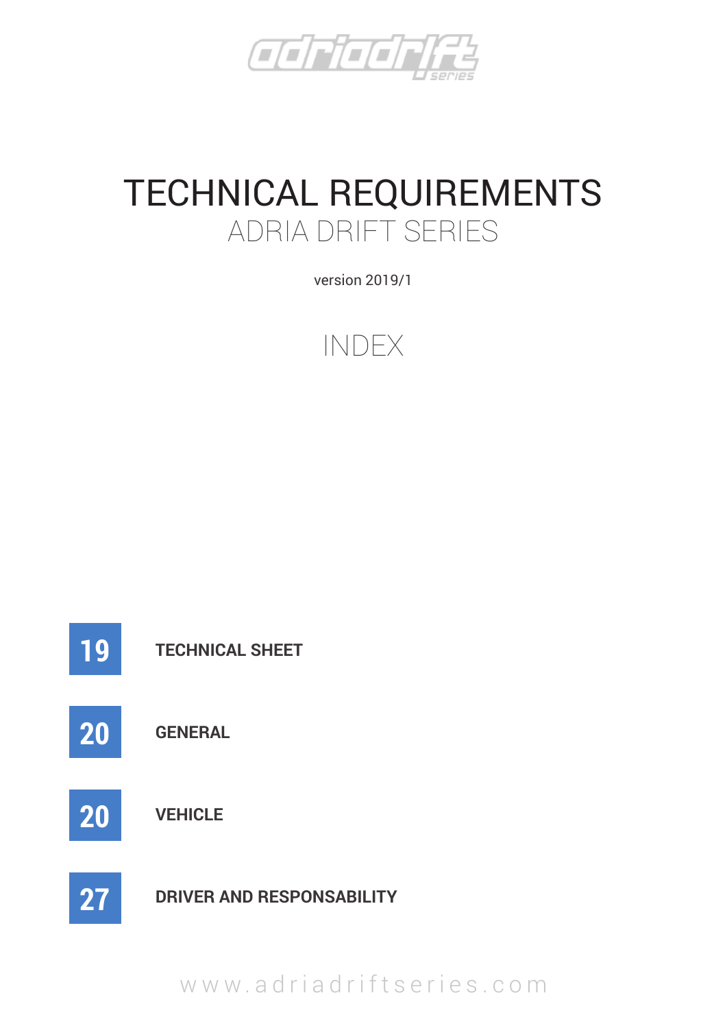# TECHNICAL REQUIREMENTS

## ADRIA DRIFT SERIES

version 2019/1

## INDEX

| | |
|---|---|
| 19 | TECHNICAL SHEET |
| 20 | GENERAL |
| 20 | VEHICLE |
| 27 | DRIVER AND RESPONSABILITY |

www.adriadriftseries.com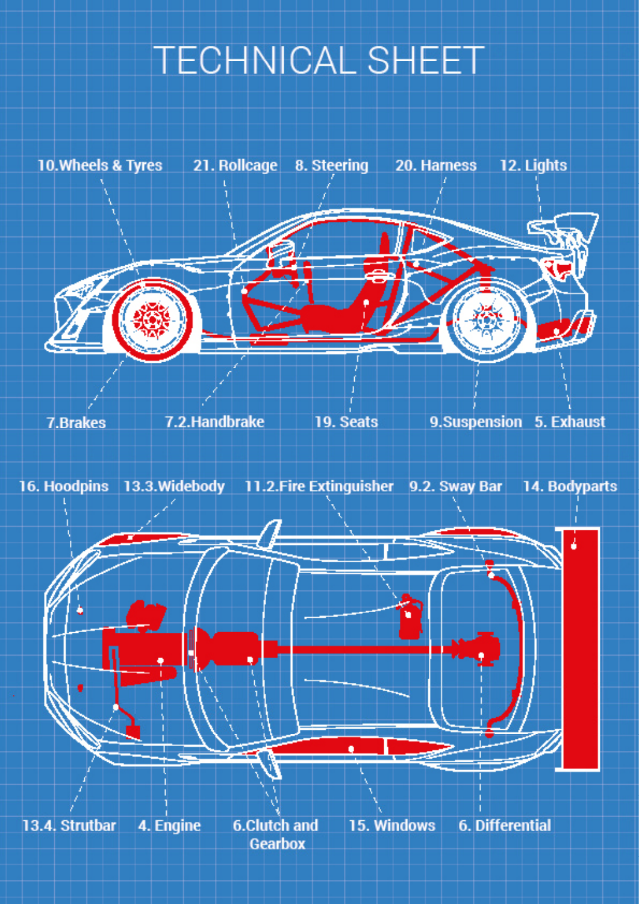# TECHNICAL SHEET

10.Wheels & Tyres

21. Rollcage

8. Steering

20. Harness

12. Lights

7.Brakes

7.2.Handbrake

19. Seats

9.Suspension

5. Exhaust

16. Hoodpins

13.3.Widebody

11.2.Fire Extinguisher

9.2. Sway Bar

14. Bodyparts

13.4. Strutbar

4. Engine

6.Clutch and Gearbox

15. Windows

6. Differential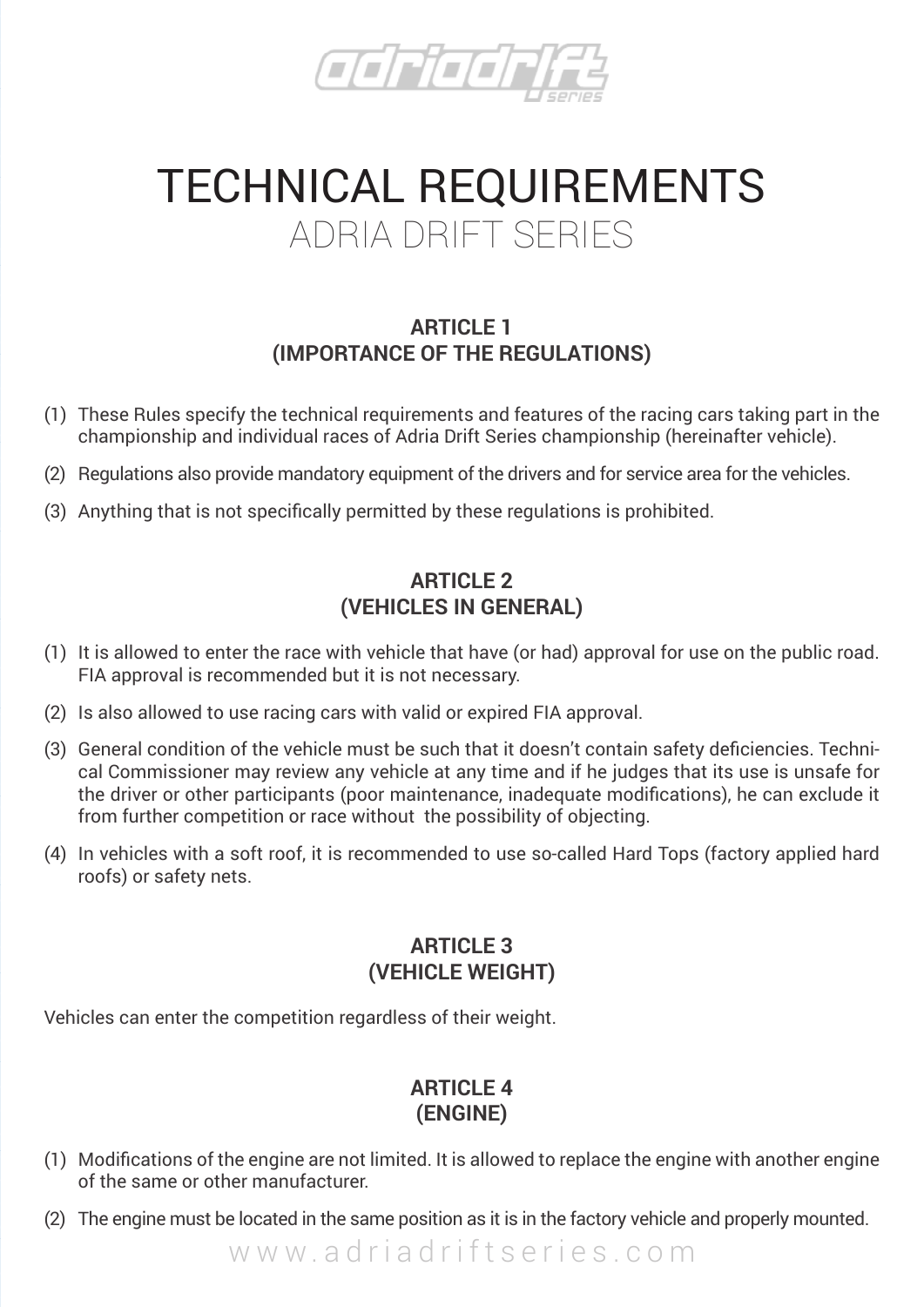# TECHNICAL REQUIREMENTS

## ADRIA DRIFT SERIES

### ARTICLE 1
### (IMPORTANCE OF THE REGULATIONS)

(1) These Rules specify the technical requirements and features of the racing cars taking part in the championship and individual races of Adria Drift Series championship (hereinafter vehicle).

(2) Regulations also provide mandatory equipment of the drivers and for service area for the vehicles.

(3) Anything that is not specifically permitted by these regulations is prohibited.

### ARTICLE 2
### (VEHICLES IN GENERAL)

(1) It is allowed to enter the race with vehicle that have (or had) approval for use on the public road. FIA approval is recommended but it is not necessary.

(2) Is also allowed to use racing cars with valid or expired FIA approval.

(3) General condition of the vehicle must be such that it doesn't contain safety deficiencies. Technical Commissioner may review any vehicle at any time and if he judges that its use is unsafe for the driver or other participants (poor maintenance, inadequate modifications), he can exclude it from further competition or race without the possibility of objecting.

(4) In vehicles with a soft roof, it is recommended to use so-called Hard Tops (factory applied hard roofs) or safety nets.

### ARTICLE 3
### (VEHICLE WEIGHT)

Vehicles can enter the competition regardless of their weight.

### ARTICLE 4
### (ENGINE)

(1) Modifications of the engine are not limited. It is allowed to replace the engine with another engine of the same or other manufacturer.

(2) The engine must be located in the same position as it is in the factory vehicle and properly mounted.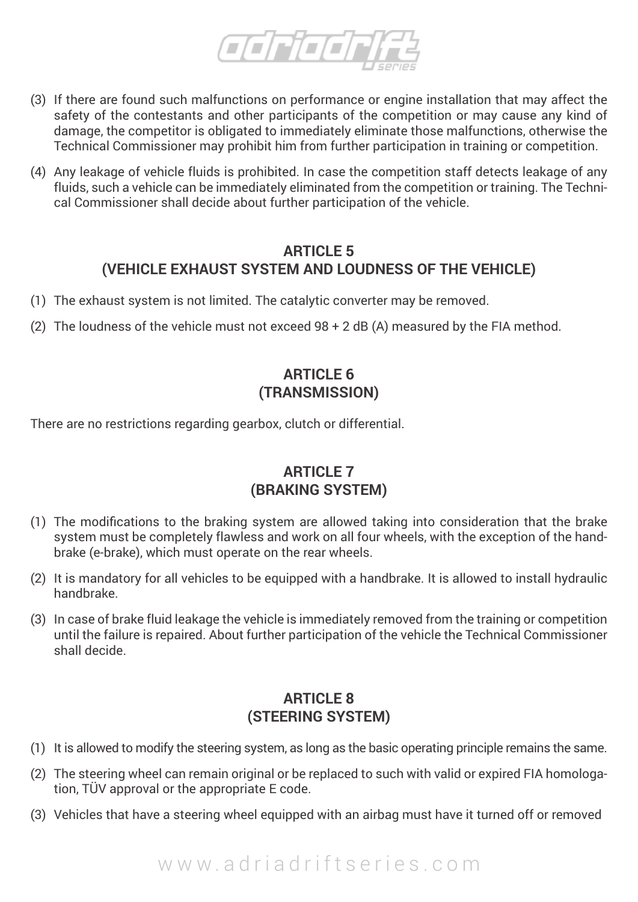(3) If there are found such malfunctions on performance or engine installation that may affect the safety of the contestants and other participants of the competition or may cause any kind of damage, the competitor is obligated to immediately eliminate those malfunctions, otherwise the Technical Commissioner may prohibit him from further participation in training or competition.

(4) Any leakage of vehicle fluids is prohibited. In case the competition staff detects leakage of any fluids, such a vehicle can be immediately eliminated from the competition or training. The Technical Commissioner shall decide about further participation of the vehicle.

## ARTICLE 5
## (VEHICLE EXHAUST SYSTEM AND LOUDNESS OF THE VEHICLE)

(1) The exhaust system is not limited. The catalytic converter may be removed.

(2) The loudness of the vehicle must not exceed 98 + 2 dB (A) measured by the FIA method.

## ARTICLE 6
## (TRANSMISSION)

There are no restrictions regarding gearbox, clutch or differential.

## ARTICLE 7
## (BRAKING SYSTEM)

(1) The modifications to the braking system are allowed taking into consideration that the brake system must be completely flawless and work on all four wheels, with the exception of the handbrake (e-brake), which must operate on the rear wheels.

(2) It is mandatory for all vehicles to be equipped with a handbrake. It is allowed to install hydraulic handbrake.

(3) In case of brake fluid leakage the vehicle is immediately removed from the training or competition until the failure is repaired. About further participation of the vehicle the Technical Commissioner shall decide.

## ARTICLE 8
## (STEERING SYSTEM)

(1) It is allowed to modify the steering system, as long as the basic operating principle remains the same.

(2) The steering wheel can remain original or be replaced to such with valid or expired FIA homologation, TÜV approval or the appropriate E code.

(3) Vehicles that have a steering wheel equipped with an airbag must have it turned off or removed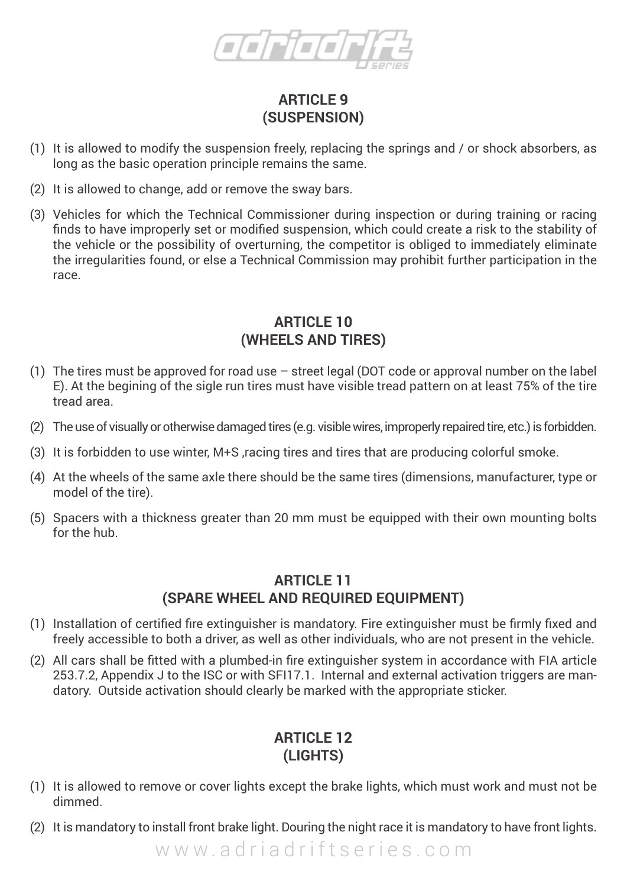## ARTICLE 9
## (SUSPENSION)

(1) It is allowed to modify the suspension freely, replacing the springs and / or shock absorbers, as long as the basic operation principle remains the same.

(2) It is allowed to change, add or remove the sway bars.

(3) Vehicles for which the Technical Commissioner during inspection or during training or racing finds to have improperly set or modified suspension, which could create a risk to the stability of the vehicle or the possibility of overturning, the competitor is obliged to immediately eliminate the irregularities found, or else a Technical Commission may prohibit further participation in the race.

## ARTICLE 10
## (WHEELS AND TIRES)

(1) The tires must be approved for road use – street legal (DOT code or approval number on the label E). At the begining of the sigle run tires must have visible tread pattern on at least 75% of the tire tread area.

(2) The use of visually or otherwise damaged tires (e.g. visible wires, improperly repaired tire, etc.) is forbidden.

(3) It is forbidden to use winter, M+S ,racing tires and tires that are producing colorful smoke.

(4) At the wheels of the same axle there should be the same tires (dimensions, manufacturer, type or model of the tire).

(5) Spacers with a thickness greater than 20 mm must be equipped with their own mounting bolts for the hub.

## ARTICLE 11
## (SPARE WHEEL AND REQUIRED EQUIPMENT)

(1) Installation of certified fire extinguisher is mandatory. Fire extinguisher must be firmly fixed and freely accessible to both a driver, as well as other individuals, who are not present in the vehicle.

(2) All cars shall be fitted with a plumbed-in fire extinguisher system in accordance with FIA article 253.7.2, Appendix J to the ISC or with SFI17.1. Internal and external activation triggers are mandatory. Outside activation should clearly be marked with the appropriate sticker.

## ARTICLE 12
## (LIGHTS)

(1) It is allowed to remove or cover lights except the brake lights, which must work and must not be dimmed.

(2) It is mandatory to install front brake light. Douring the night race it is mandatory to have front lights.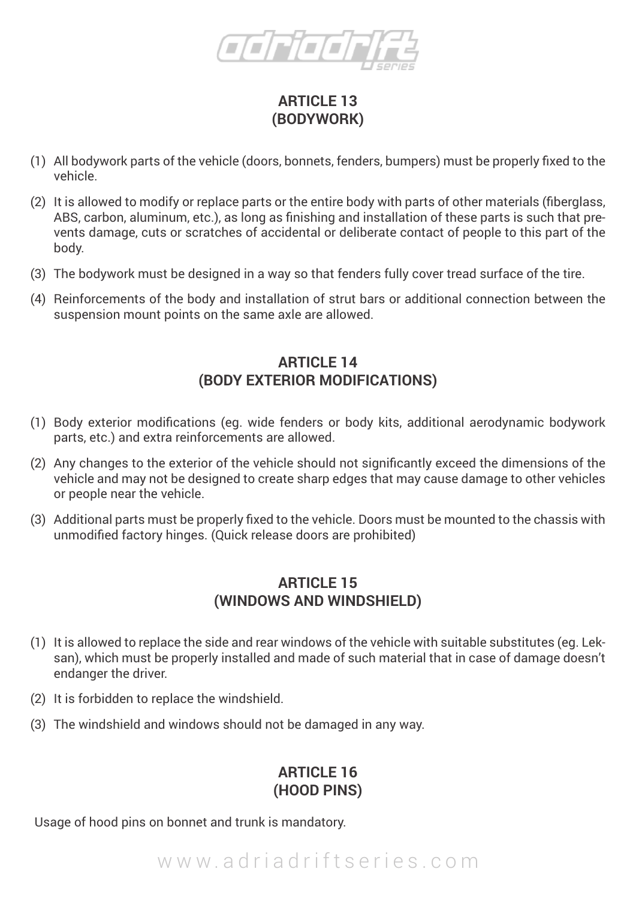## ARTICLE 13
## (BODYWORK)

(1) All bodywork parts of the vehicle (doors, bonnets, fenders, bumpers) must be properly fixed to the vehicle.

(2) It is allowed to modify or replace parts or the entire body with parts of other materials (fiberglass, ABS, carbon, aluminum, etc.), as long as finishing and installation of these parts is such that prevents damage, cuts or scratches of accidental or deliberate contact of people to this part of the body.

(3) The bodywork must be designed in a way so that fenders fully cover tread surface of the tire.

(4) Reinforcements of the body and installation of strut bars or additional connection between the suspension mount points on the same axle are allowed.

## ARTICLE 14
## (BODY EXTERIOR MODIFICATIONS)

(1) Body exterior modifications (eg. wide fenders or body kits, additional aerodynamic bodywork parts, etc.) and extra reinforcements are allowed.

(2) Any changes to the exterior of the vehicle should not significantly exceed the dimensions of the vehicle and may not be designed to create sharp edges that may cause damage to other vehicles or people near the vehicle.

(3) Additional parts must be properly fixed to the vehicle. Doors must be mounted to the chassis with unmodified factory hinges. (Quick release doors are prohibited)

## ARTICLE 15
## (WINDOWS AND WINDSHIELD)

(1) It is allowed to replace the side and rear windows of the vehicle with suitable substitutes (eg. Leksan), which must be properly installed and made of such material that in case of damage doesn't endanger the driver.

(2) It is forbidden to replace the windshield.

(3) The windshield and windows should not be damaged in any way.

## ARTICLE 16
## (HOOD PINS)

Usage of hood pins on bonnet and trunk is mandatory.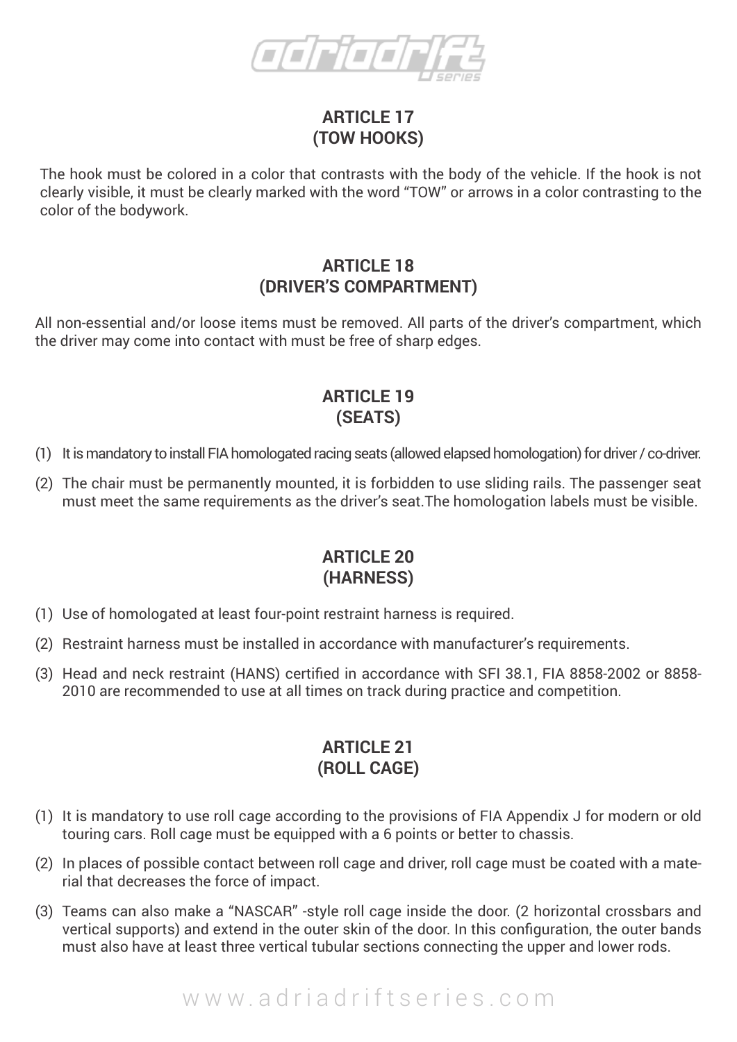## ARTICLE 17
## (TOW HOOKS)

The hook must be colored in a color that contrasts with the body of the vehicle. If the hook is not clearly visible, it must be clearly marked with the word "TOW" or arrows in a color contrasting to the color of the bodywork.

## ARTICLE 18
## (DRIVER'S COMPARTMENT)

All non-essential and/or loose items must be removed. All parts of the driver's compartment, which the driver may come into contact with must be free of sharp edges.

## ARTICLE 19
## (SEATS)

(1) It is mandatory to install FIA homologated racing seats (allowed elapsed homologation) for driver / co-driver.

(2) The chair must be permanently mounted, it is forbidden to use sliding rails. The passenger seat must meet the same requirements as the driver's seat.The homologation labels must be visible.

## ARTICLE 20
## (HARNESS)

(1) Use of homologated at least four-point restraint harness is required.

(2) Restraint harness must be installed in accordance with manufacturer's requirements.

(3) Head and neck restraint (HANS) certified in accordance with SFI 38.1, FIA 8858-2002 or 8858-2010 are recommended to use at all times on track during practice and competition.

## ARTICLE 21
## (ROLL CAGE)

(1) It is mandatory to use roll cage according to the provisions of FIA Appendix J for modern or old touring cars. Roll cage must be equipped with a 6 points or better to chassis.

(2) In places of possible contact between roll cage and driver, roll cage must be coated with a material that decreases the force of impact.

(3) Teams can also make a "NASCAR" -style roll cage inside the door. (2 horizontal crossbars and vertical supports) and extend in the outer skin of the door. In this configuration, the outer bands must also have at least three vertical tubular sections connecting the upper and lower rods.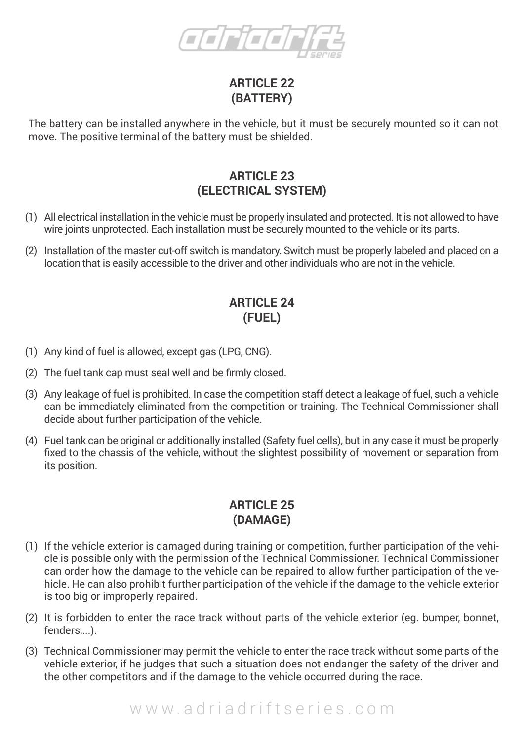## ARTICLE 22
## (BATTERY)

The battery can be installed anywhere in the vehicle, but it must be securely mounted so it can not move. The positive terminal of the battery must be shielded.

## ARTICLE 23
## (ELECTRICAL SYSTEM)

(1) All electrical installation in the vehicle must be properly insulated and protected. It is not allowed to have wire joints unprotected. Each installation must be securely mounted to the vehicle or its parts.

(2) Installation of the master cut-off switch is mandatory. Switch must be properly labeled and placed on a location that is easily accessible to the driver and other individuals who are not in the vehicle.

## ARTICLE 24
## (FUEL)

(1) Any kind of fuel is allowed, except gas (LPG, CNG).

(2) The fuel tank cap must seal well and be firmly closed.

(3) Any leakage of fuel is prohibited. In case the competition staff detect a leakage of fuel, such a vehicle can be immediately eliminated from the competition or training. The Technical Commissioner shall decide about further participation of the vehicle.

(4) Fuel tank can be original or additionally installed (Safety fuel cells), but in any case it must be properly fixed to the chassis of the vehicle, without the slightest possibility of movement or separation from its position.

## ARTICLE 25
## (DAMAGE)

(1) If the vehicle exterior is damaged during training or competition, further participation of the vehicle is possible only with the permission of the Technical Commissioner. Technical Commissioner can order how the damage to the vehicle can be repaired to allow further participation of the vehicle. He can also prohibit further participation of the vehicle if the damage to the vehicle exterior is too big or improperly repaired.

(2) It is forbidden to enter the race track without parts of the vehicle exterior (eg. bumper, bonnet, fenders,...).

(3) Technical Commissioner may permit the vehicle to enter the race track without some parts of the vehicle exterior, if he judges that such a situation does not endanger the safety of the driver and the other competitors and if the damage to the vehicle occurred during the race.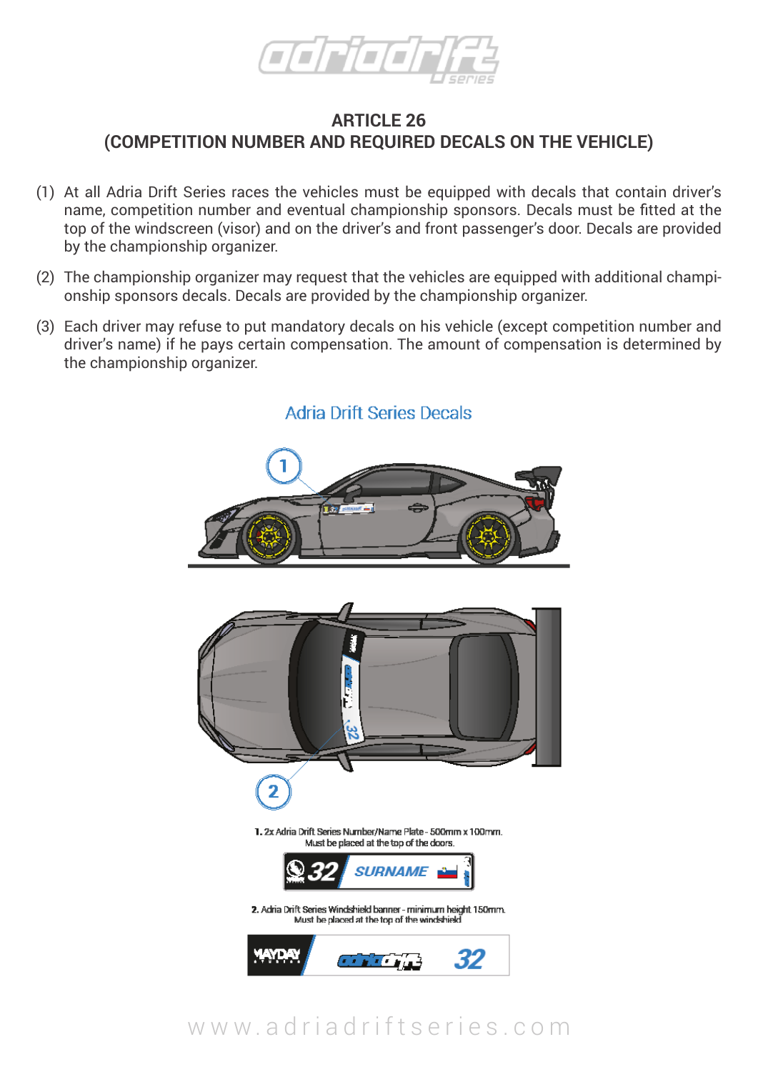## ARTICLE 26
## (COMPETITION NUMBER AND REQUIRED DECALS ON THE VEHICLE)

(1) At all Adria Drift Series races the vehicles must be equipped with decals that contain driver's name, competition number and eventual championship sponsors. Decals must be fitted at the top of the windscreen (visor) and on the driver's and front passenger's door. Decals are provided by the championship organizer.

(2) The championship organizer may request that the vehicles are equipped with additional championship sponsors decals. Decals are provided by the championship organizer.

(3) Each driver may refuse to put mandatory decals on his vehicle (except competition number and driver's name) if he pays certain compensation. The amount of compensation is determined by the championship organizer.

Adria Drift Series Decals

1. 2x Adria Drift Series Number/Name Plate - 500mm x 100mm. Must be placed at the top of the doors.

2. Adria Drift Series Windshield banner - minimum height 150mm. Must be placed at the top of the windshield

www.adriadriftseries.com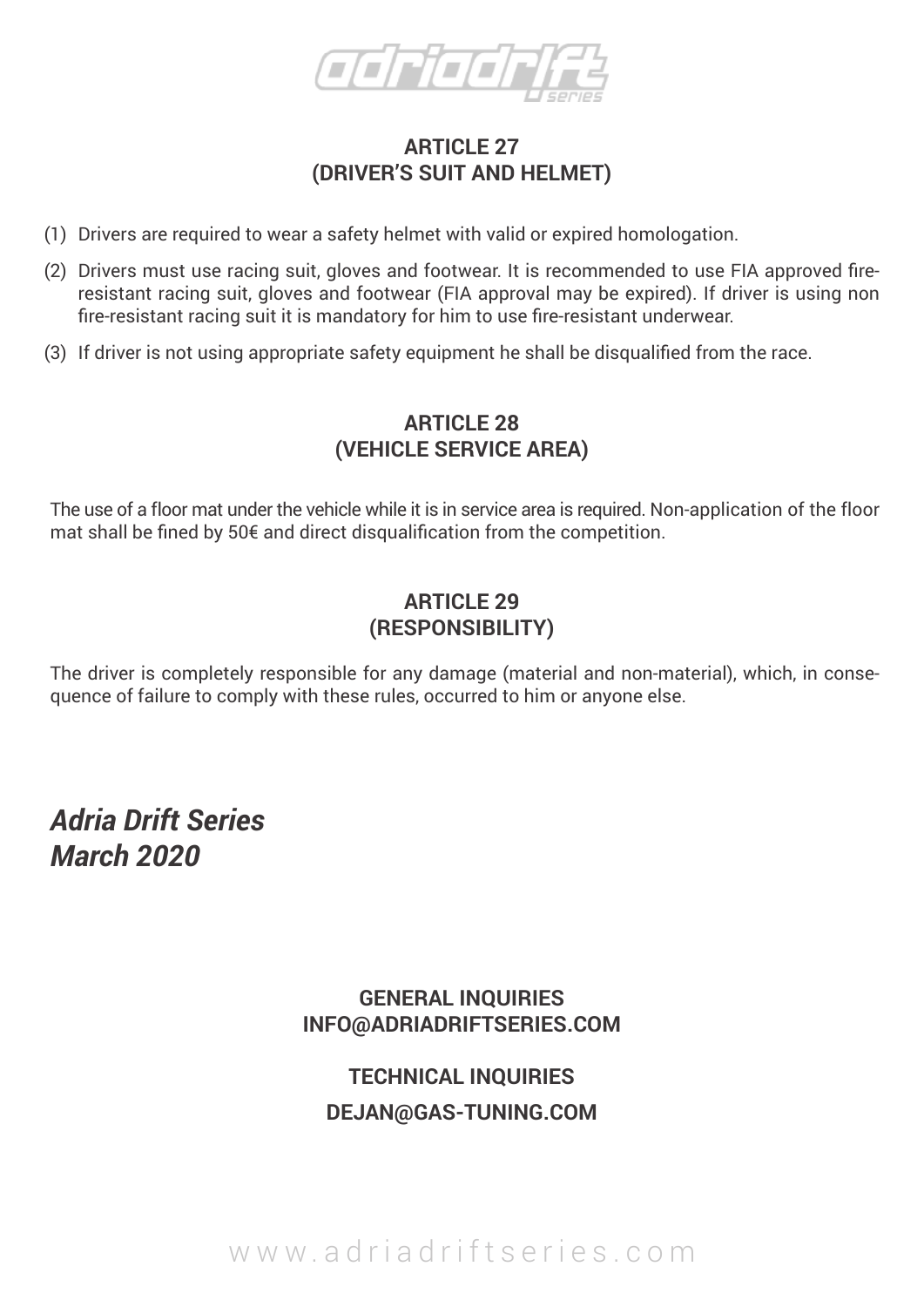## ARTICLE 27
## (DRIVER'S SUIT AND HELMET)

(1) Drivers are required to wear a safety helmet with valid or expired homologation.

(2) Drivers must use racing suit, gloves and footwear. It is recommended to use FIA approved fire-resistant racing suit, gloves and footwear (FIA approval may be expired). If driver is using non fire-resistant racing suit it is mandatory for him to use fire-resistant underwear.

(3) If driver is not using appropriate safety equipment he shall be disqualified from the race.

## ARTICLE 28
## (VEHICLE SERVICE AREA)

The use of a floor mat under the vehicle while it is in service area is required. Non-application of the floor mat shall be fined by 50€ and direct disqualification from the competition.

## ARTICLE 29
## (RESPONSIBILITY)

The driver is completely responsible for any damage (material and non-material), which, in consequence of failure to comply with these rules, occurred to him or anyone else.

***Adria Drift Series***
***March 2020***

**GENERAL INQUIRIES**
**INFO@ADRIADRIFTSERIES.COM**

**TECHNICAL INQUIRIES**
**DEJAN@GAS-TUNING.COM**

www.adriadriftseries.com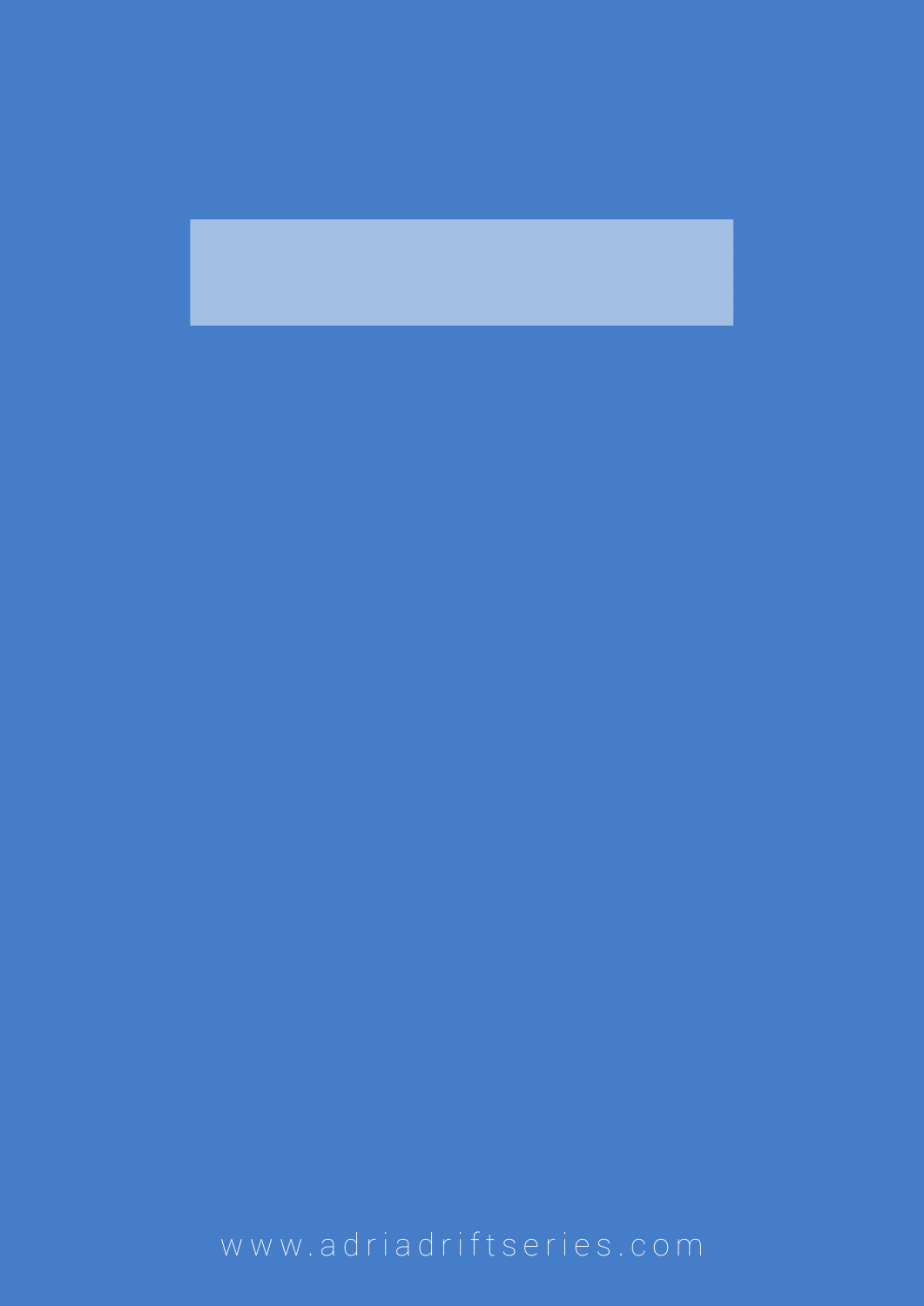www.adriadriftseries.com